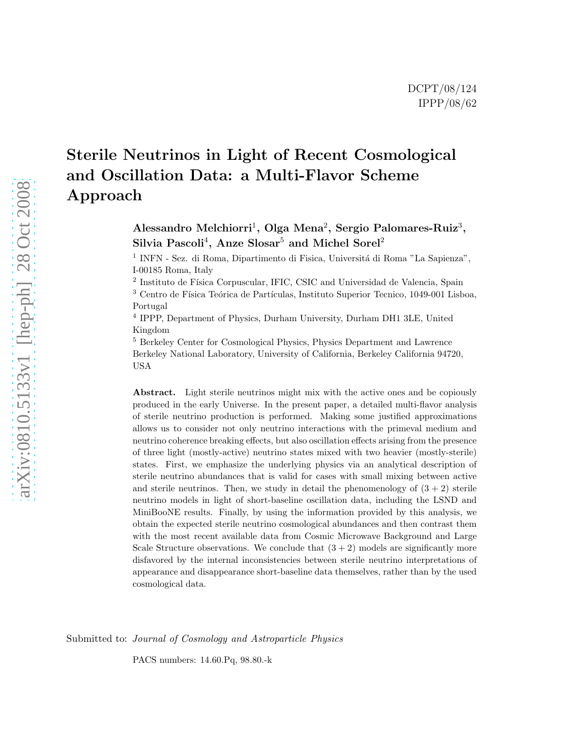DCPT/08/124
IPPP/08/62

# Sterile Neutrinos in Light of Recent Cosmological and Oscillation Data: a Multi-Flavor Scheme Approach

**Alessandro Melchiorri**[1], **Olga Mena**[2], **Sergio Palomares-Ruiz**[3], **Silvia Pascoli**[4], **Anze Slosar**[5] **and Michel Sorel**[2]

[1] INFN - Sez. di Roma, Dipartimento di Fisica, Universitá di Roma "La Sapienza", I-00185 Roma, Italy

[2] Instituto de Física Corpuscular, IFIC, CSIC and Universidad de Valencia, Spain

[3] Centro de Física Teórica de Partículas, Instituto Superior Tecnico, 1049-001 Lisboa, Portugal

[4] IPPP, Department of Physics, Durham University, Durham DH1 3LE, United Kingdom

[5] Berkeley Center for Cosmological Physics, Physics Department and Lawrence Berkeley National Laboratory, University of California, Berkeley California 94720, USA

**Abstract.** Light sterile neutrinos might mix with the active ones and be copiously produced in the early Universe. In the present paper, a detailed multi-flavor analysis of sterile neutrino production is performed. Making some justified approximations allows us to consider not only neutrino interactions with the primeval medium and neutrino coherence breaking effects, but also oscillation effects arising from the presence of three light (mostly-active) neutrino states mixed with two heavier (mostly-sterile) states. First, we emphasize the underlying physics via an analytical description of sterile neutrino abundances that is valid for cases with small mixing between active and sterile neutrinos. Then, we study in detail the phenomenology of $(3+2)$ sterile neutrino models in light of short-baseline oscillation data, including the LSND and MiniBooNE results. Finally, by using the information provided by this analysis, we obtain the expected sterile neutrino cosmological abundances and then contrast them with the most recent available data from Cosmic Microwave Background and Large Scale Structure observations. We conclude that $(3+2)$ models are significantly more disfavored by the internal inconsistencies between sterile neutrino interpretations of appearance and disappearance short-baseline data themselves, rather than by the used cosmological data.

Submitted to: *Journal of Cosmology and Astroparticle Physics*

PACS numbers: 14.60.Pq, 98.80.-k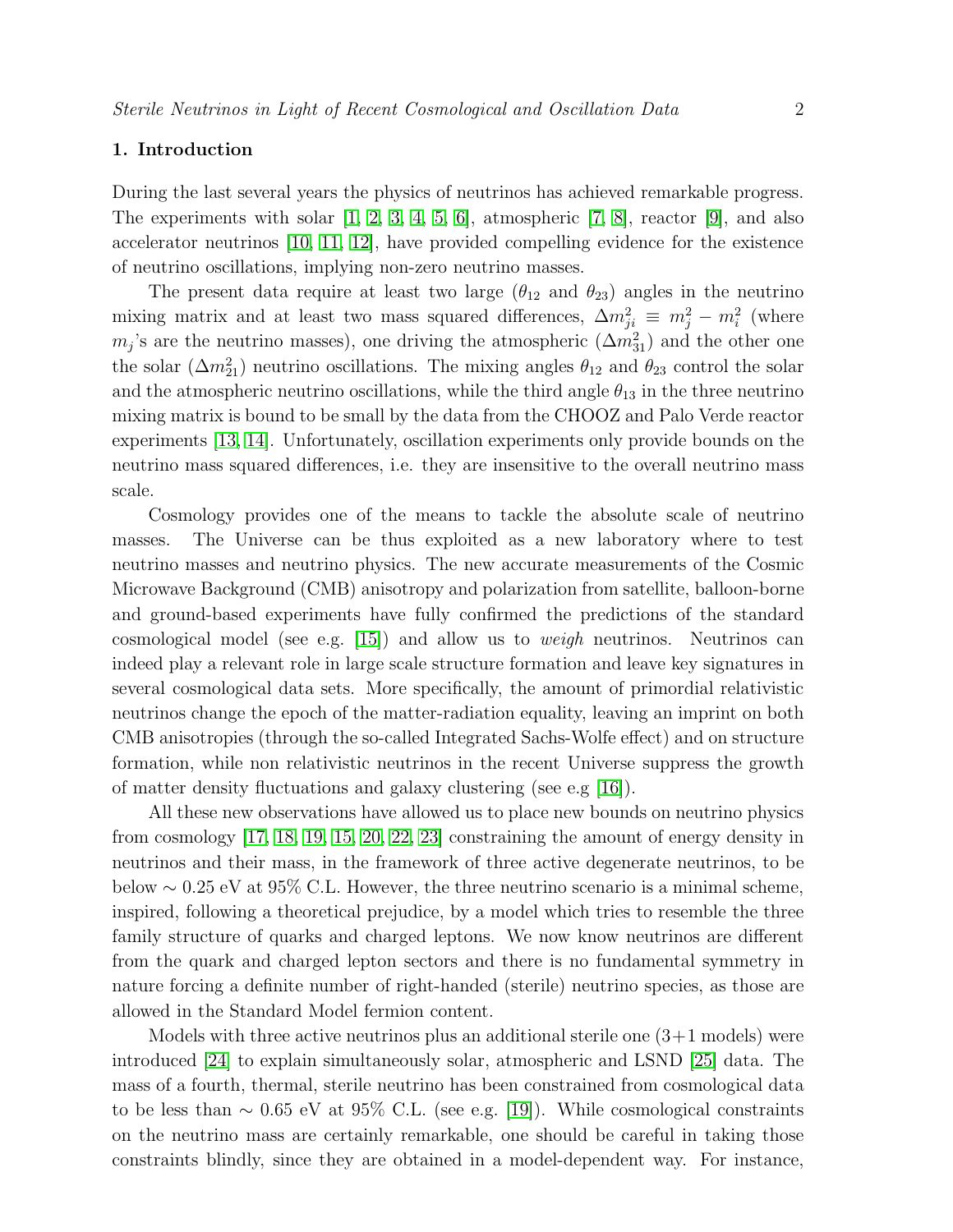## 1. Introduction

During the last several years the physics of neutrinos has achieved remarkable progress. The experiments with solar [1, 2, 3, 4, 5, 6], atmospheric [7, 8], reactor [9], and also accelerator neutrinos [10, 11, 12], have provided compelling evidence for the existence of neutrino oscillations, implying non-zero neutrino masses.

The present data require at least two large ($\theta_{12}$ and $\theta_{23}$) angles in the neutrino mixing matrix and at least two mass squared differences, $\Delta m^2_{ji} \equiv m^2_j - m^2_i$ (where $m_j$'s are the neutrino masses), one driving the atmospheric ($\Delta m^2_{31}$) and the other one the solar ($\Delta m^2_{21}$) neutrino oscillations. The mixing angles $\theta_{12}$ and $\theta_{23}$ control the solar and the atmospheric neutrino oscillations, while the third angle $\theta_{13}$ in the three neutrino mixing matrix is bound to be small by the data from the CHOOZ and Palo Verde reactor experiments [13, 14]. Unfortunately, oscillation experiments only provide bounds on the neutrino mass squared differences, i.e. they are insensitive to the overall neutrino mass scale.

Cosmology provides one of the means to tackle the absolute scale of neutrino masses. The Universe can be thus exploited as a new laboratory where to test neutrino masses and neutrino physics. The new accurate measurements of the Cosmic Microwave Background (CMB) anisotropy and polarization from satellite, balloon-borne and ground-based experiments have fully confirmed the predictions of the standard cosmological model (see e.g. [15]) and allow us to *weigh* neutrinos. Neutrinos can indeed play a relevant role in large scale structure formation and leave key signatures in several cosmological data sets. More specifically, the amount of primordial relativistic neutrinos change the epoch of the matter-radiation equality, leaving an imprint on both CMB anisotropies (through the so-called Integrated Sachs-Wolfe effect) and on structure formation, while non relativistic neutrinos in the recent Universe suppress the growth of matter density fluctuations and galaxy clustering (see e.g [16]).

All these new observations have allowed us to place new bounds on neutrino physics from cosmology [17, 18, 19, 15, 20, 22, 23] constraining the amount of energy density in neutrinos and their mass, in the framework of three active degenerate neutrinos, to be below $\sim 0.25$ eV at 95% C.L. However, the three neutrino scenario is a minimal scheme, inspired, following a theoretical prejudice, by a model which tries to resemble the three family structure of quarks and charged leptons. We now know neutrinos are different from the quark and charged lepton sectors and there is no fundamental symmetry in nature forcing a definite number of right-handed (sterile) neutrino species, as those are allowed in the Standard Model fermion content.

Models with three active neutrinos plus an additional sterile one (3+1 models) were introduced [24] to explain simultaneously solar, atmospheric and LSND [25] data. The mass of a fourth, thermal, sterile neutrino has been constrained from cosmological data to be less than $\sim 0.65$ eV at 95% C.L. (see e.g. [19]). While cosmological constraints on the neutrino mass are certainly remarkable, one should be careful in taking those constraints blindly, since they are obtained in a model-dependent way. For instance,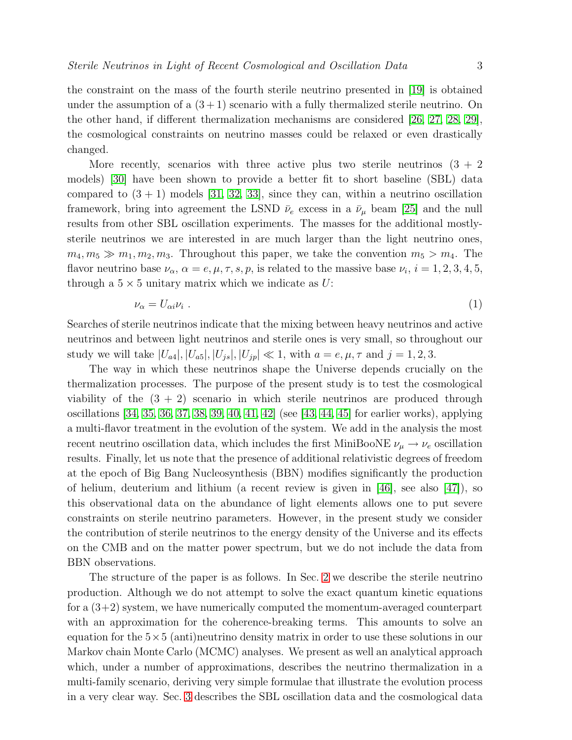the constraint on the mass of the fourth sterile neutrino presented in [19] is obtained under the assumption of a $(3+1)$ scenario with a fully thermalized sterile neutrino. On the other hand, if different thermalization mechanisms are considered [26, 27, 28, 29], the cosmological constraints on neutrino masses could be relaxed or even drastically changed.

More recently, scenarios with three active plus two sterile neutrinos $(3+2$ models) [30] have been shown to provide a better fit to short baseline (SBL) data compared to $(3+1)$ models [31, 32, 33], since they can, within a neutrino oscillation framework, bring into agreement the LSND $\bar{\nu}_e$ excess in a $\bar{\nu}_\mu$ beam [25] and the null results from other SBL oscillation experiments. The masses for the additional mostly-sterile neutrinos we are interested in are much larger than the light neutrino ones, $m_4, m_5 \gg m_1, m_2, m_3$. Throughout this paper, we take the convention $m_5 > m_4$. The flavor neutrino base $\nu_\alpha$, $\alpha = e, \mu, \tau, s, p$, is related to the massive base $\nu_i$, $i = 1, 2, 3, 4, 5$, through a $5 \times 5$ unitary matrix which we indicate as $U$:

$$\nu_\alpha = U_{\alpha i} \nu_i \ . \tag{1}$$

Searches of sterile neutrinos indicate that the mixing between heavy neutrinos and active neutrinos and between light neutrinos and sterile ones is very small, so throughout our study we will take $|U_{a4}|, |U_{a5}|, |U_{js}|, |U_{jp}| \ll 1$, with $a = e, \mu, \tau$ and $j = 1, 2, 3$.

The way in which these neutrinos shape the Universe depends crucially on the thermalization processes. The purpose of the present study is to test the cosmological viability of the $(3+2)$ scenario in which sterile neutrinos are produced through oscillations [34, 35, 36, 37, 38, 39, 40, 41, 42] (see [43, 44, 45] for earlier works), applying a multi-flavor treatment in the evolution of the system. We add in the analysis the most recent neutrino oscillation data, which includes the first MiniBooNE $\nu_\mu \to \nu_e$ oscillation results. Finally, let us note that the presence of additional relativistic degrees of freedom at the epoch of Big Bang Nucleosynthesis (BBN) modifies significantly the production of helium, deuterium and lithium (a recent review is given in [46], see also [47]), so this observational data on the abundance of light elements allows one to put severe constraints on sterile neutrino parameters. However, in the present study we consider the contribution of sterile neutrinos to the energy density of the Universe and its effects on the CMB and on the matter power spectrum, but we do not include the data from BBN observations.

The structure of the paper is as follows. In Sec. 2 we describe the sterile neutrino production. Although we do not attempt to solve the exact quantum kinetic equations for a (3+2) system, we have numerically computed the momentum-averaged counterpart with an approximation for the coherence-breaking terms. This amounts to solve an equation for the $5\times5$ (anti)neutrino density matrix in order to use these solutions in our Markov chain Monte Carlo (MCMC) analyses. We present as well an analytical approach which, under a number of approximations, describes the neutrino thermalization in a multi-family scenario, deriving very simple formulae that illustrate the evolution process in a very clear way. Sec. 3 describes the SBL oscillation data and the cosmological data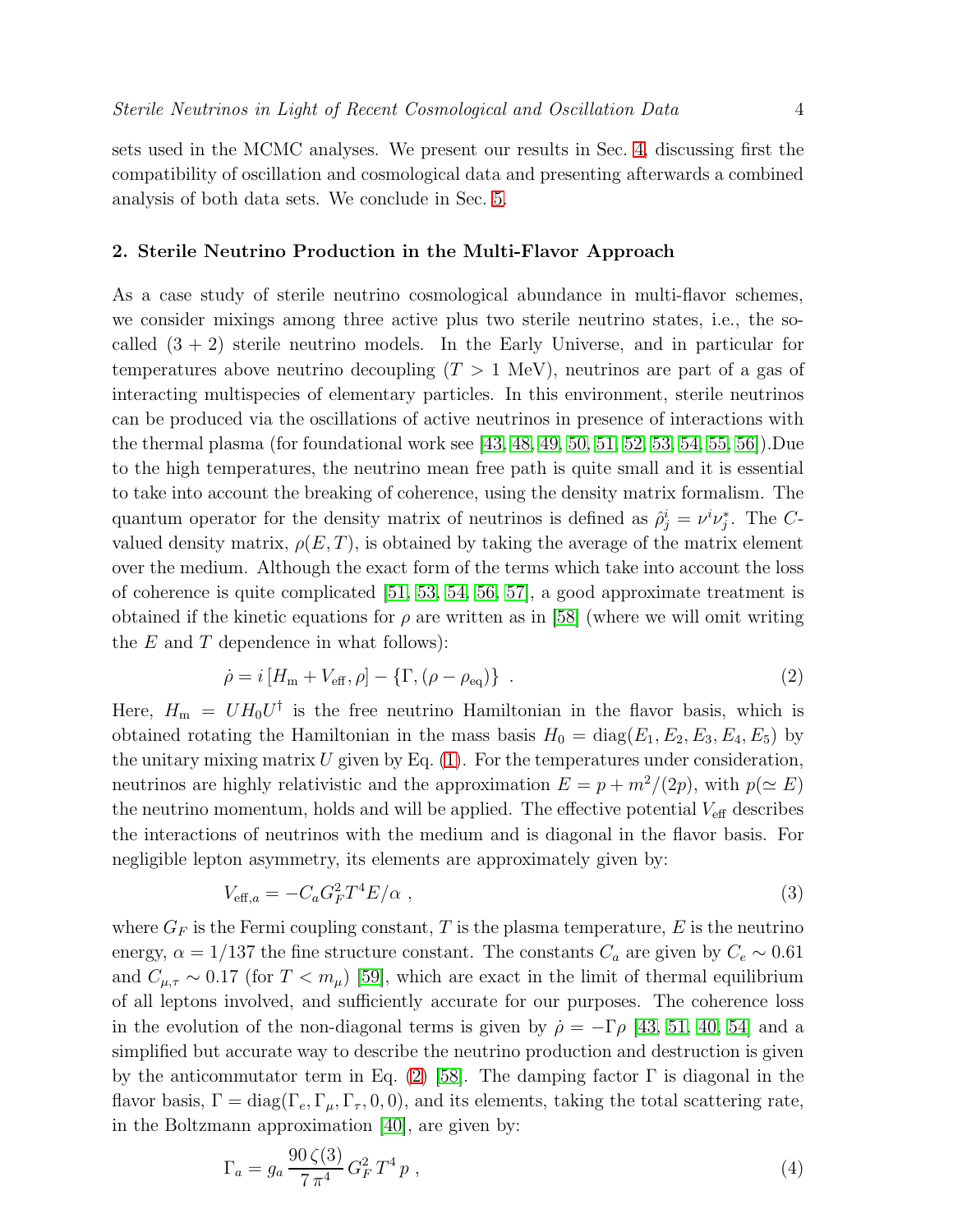sets used in the MCMC analyses. We present our results in Sec. 4, discussing first the compatibility of oscillation and cosmological data and presenting afterwards a combined analysis of both data sets. We conclude in Sec. 5.

## 2. Sterile Neutrino Production in the Multi-Flavor Approach

As a case study of sterile neutrino cosmological abundance in multi-flavor schemes, we consider mixings among three active plus two sterile neutrino states, i.e., the so-called $(3+2)$ sterile neutrino models. In the Early Universe, and in particular for temperatures above neutrino decoupling ($T > 1$ MeV), neutrinos are part of a gas of interacting multispecies of elementary particles. In this environment, sterile neutrinos can be produced via the oscillations of active neutrinos in presence of interactions with the thermal plasma (for foundational work see [43, 48, 49, 50, 51, 52, 53, 54, 55, 56]).Due to the high temperatures, the neutrino mean free path is quite small and it is essential to take into account the breaking of coherence, using the density matrix formalism. The quantum operator for the density matrix of neutrinos is defined as $\hat{\rho}^i_j = \nu^i \nu^*_j$. The $C$-valued density matrix, $\rho(E,T)$, is obtained by taking the average of the matrix element over the medium. Although the exact form of the terms which take into account the loss of coherence is quite complicated [51, 53, 54, 56, 57], a good approximate treatment is obtained if the kinetic equations for $\rho$ are written as in [58] (where we will omit writing the $E$ and $T$ dependence in what follows):

$$\dot{\rho} = i\,[H_{\rm m} + V_{\rm eff}, \rho] - \{\Gamma, (\rho - \rho_{\rm eq})\}\ . \tag{2}$$

Here, $H_{\rm m} = U H_0 U^\dagger$ is the free neutrino Hamiltonian in the flavor basis, which is obtained rotating the Hamiltonian in the mass basis $H_0 = {\rm diag}(E_1, E_2, E_3, E_4, E_5)$ by the unitary mixing matrix $U$ given by Eq. (1). For the temperatures under consideration, neutrinos are highly relativistic and the approximation $E = p + m^2/(2p)$, with $p(\simeq E)$ the neutrino momentum, holds and will be applied. The effective potential $V_{\rm eff}$ describes the interactions of neutrinos with the medium and is diagonal in the flavor basis. For negligible lepton asymmetry, its elements are approximately given by:

$$V_{{\rm eff},a} = -C_a G_F^2 T^4 E/\alpha\ , \tag{3}$$

where $G_F$ is the Fermi coupling constant, $T$ is the plasma temperature, $E$ is the neutrino energy, $\alpha = 1/137$ the fine structure constant. The constants $C_a$ are given by $C_e \sim 0.61$ and $C_{\mu,\tau} \sim 0.17$ (for $T < m_\mu$) [59], which are exact in the limit of thermal equilibrium of all leptons involved, and sufficiently accurate for our purposes. The coherence loss in the evolution of the non-diagonal terms is given by $\dot{\rho} = -\Gamma\rho$ [43, 51, 40, 54] and a simplified but accurate way to describe the neutrino production and destruction is given by the anticommutator term in Eq. (2) [58]. The damping factor $\Gamma$ is diagonal in the flavor basis, $\Gamma = {\rm diag}(\Gamma_e, \Gamma_\mu, \Gamma_\tau, 0, 0)$, and its elements, taking the total scattering rate, in the Boltzmann approximation [40], are given by:

$$\Gamma_a = g_a \,\frac{90\,\zeta(3)}{7\,\pi^4}\, G_F^2\, T^4\, p\ , \tag{4}$$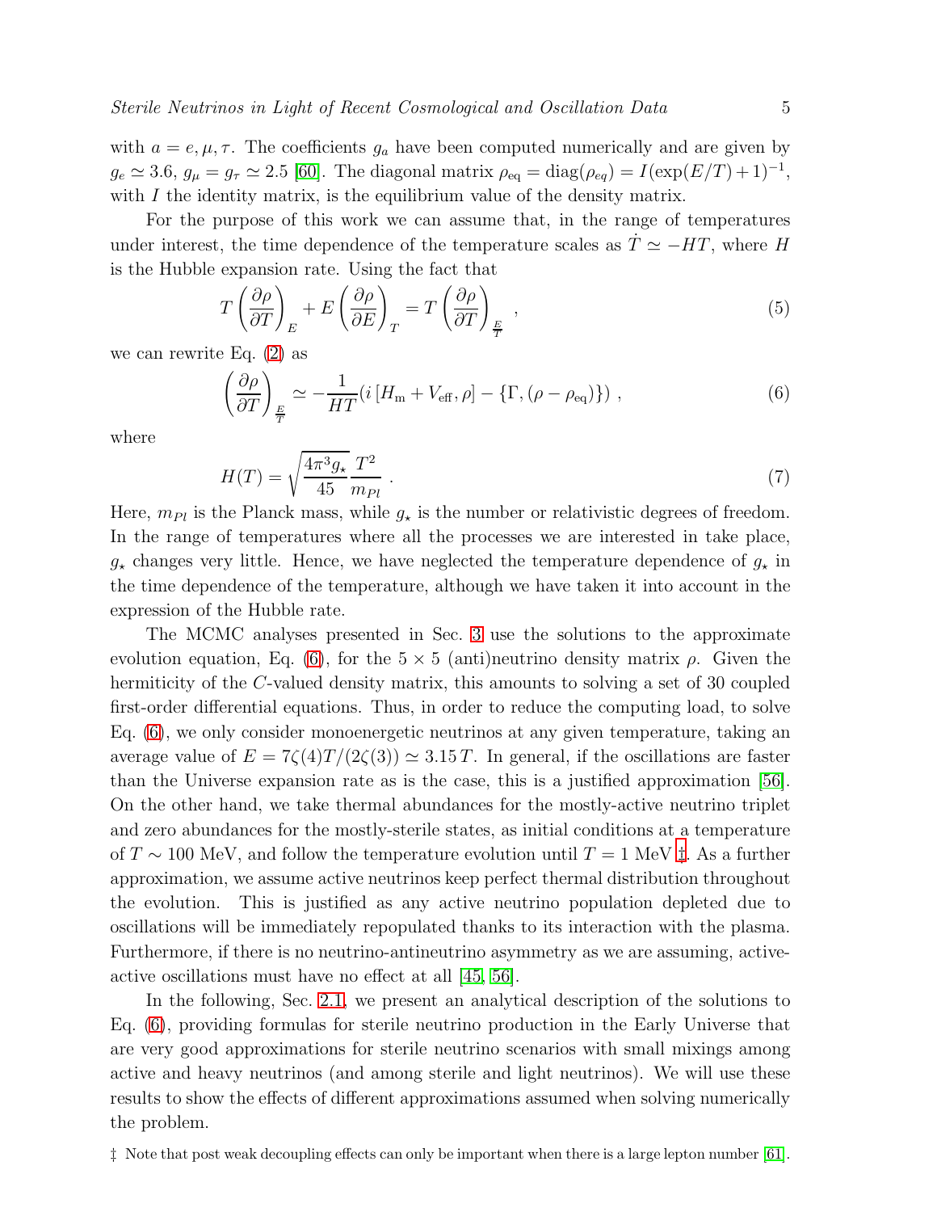with $a = e, \mu, \tau$. The coefficients $g_a$ have been computed numerically and are given by $g_e \simeq 3.6$, $g_\mu = g_\tau \simeq 2.5$ [60]. The diagonal matrix $\rho_{\rm eq} = {\rm diag}(\rho_{eq}) = I(\exp(E/T)+1)^{-1}$, with $I$ the identity matrix, is the equilibrium value of the density matrix.

For the purpose of this work we can assume that, in the range of temperatures under interest, the time dependence of the temperature scales as $\dot{T} \simeq -HT$, where $H$ is the Hubble expansion rate. Using the fact that

$$T\left(\frac{\partial \rho}{\partial T}\right)_E + E\left(\frac{\partial \rho}{\partial E}\right)_T = T\left(\frac{\partial \rho}{\partial T}\right)_{\frac{E}{T}} , \tag{5}$$

we can rewrite Eq. (2) as

$$\left(\frac{\partial \rho}{\partial T}\right)_{\frac{E}{T}} \simeq -\frac{1}{HT}\left(i\left[H_{\rm m} + V_{\rm eff}, \rho\right] - \{\Gamma, (\rho - \rho_{\rm eq})\}\right) , \tag{6}$$

where

$$H(T) = \sqrt{\frac{4\pi^3 g_\star}{45}}\frac{T^2}{m_{Pl}} . \tag{7}$$

Here, $m_{Pl}$ is the Planck mass, while $g_\star$ is the number or relativistic degrees of freedom. In the range of temperatures where all the processes we are interested in take place, $g_\star$ changes very little. Hence, we have neglected the temperature dependence of $g_\star$ in the time dependence of the temperature, although we have taken it into account in the expression of the Hubble rate.

The MCMC analyses presented in Sec. 3 use the solutions to the approximate evolution equation, Eq. (6), for the $5 \times 5$ (anti)neutrino density matrix $\rho$. Given the hermiticity of the $C$-valued density matrix, this amounts to solving a set of 30 coupled first-order differential equations. Thus, in order to reduce the computing load, to solve Eq. (6), we only consider monoenergetic neutrinos at any given temperature, taking an average value of $E = 7\zeta(4)T/(2\zeta(3)) \simeq 3.15\,T$. In general, if the oscillations are faster than the Universe expansion rate as is the case, this is a justified approximation [56]. On the other hand, we take thermal abundances for the mostly-active neutrino triplet and zero abundances for the mostly-sterile states, as initial conditions at a temperature of $T \sim 100$ MeV, and follow the temperature evolution until $T = 1$ MeV ‡. As a further approximation, we assume active neutrinos keep perfect thermal distribution throughout the evolution. This is justified as any active neutrino population depleted due to oscillations will be immediately repopulated thanks to its interaction with the plasma. Furthermore, if there is no neutrino-antineutrino asymmetry as we are assuming, active-active oscillations must have no effect at all [45, 56].

In the following, Sec. 2.1, we present an analytical description of the solutions to Eq. (6), providing formulas for sterile neutrino production in the Early Universe that are very good approximations for sterile neutrino scenarios with small mixings among active and heavy neutrinos (and among sterile and light neutrinos). We will use these results to show the effects of different approximations assumed when solving numerically the problem.

‡ Note that post weak decoupling effects can only be important when there is a large lepton number [61].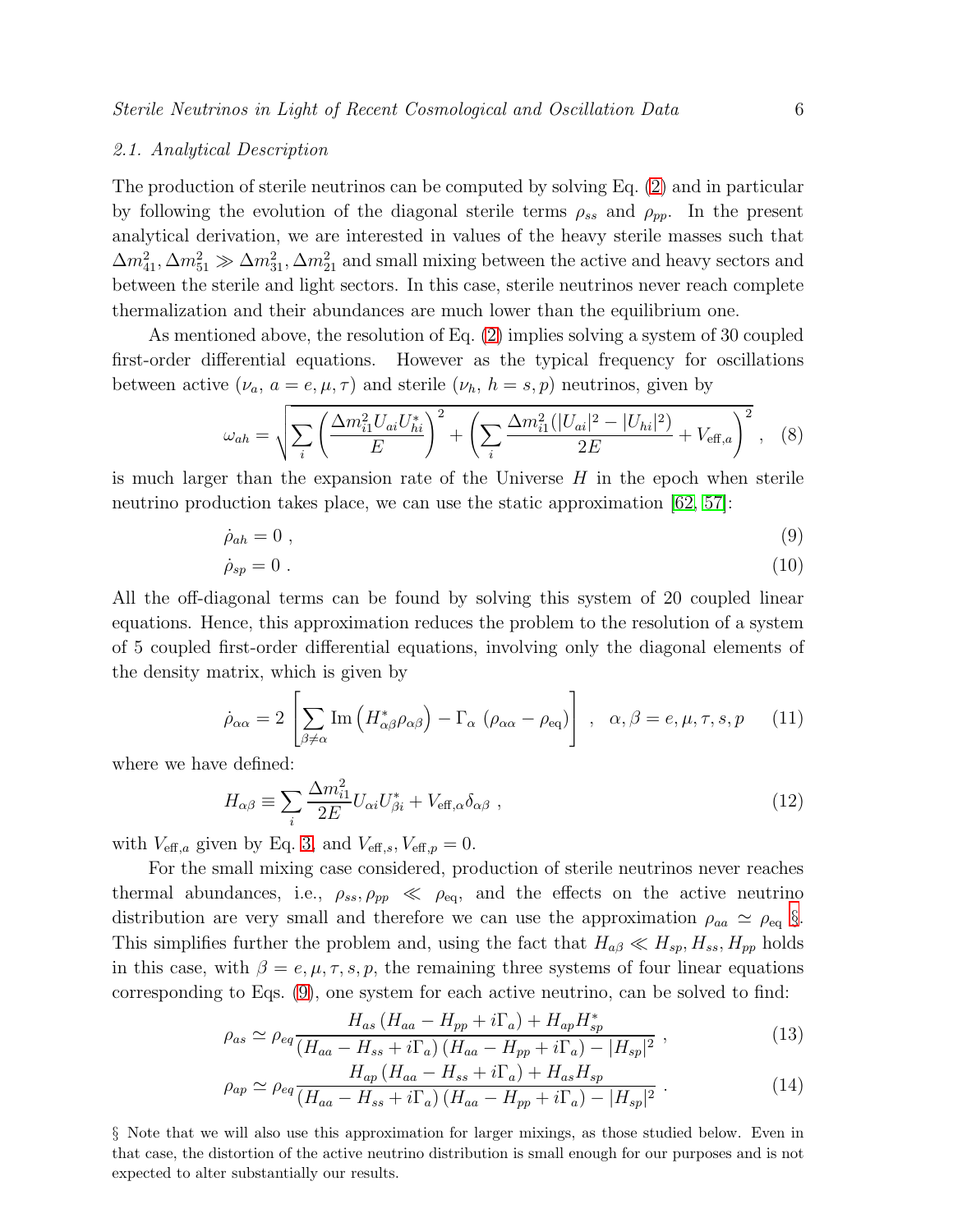### 2.1. Analytical Description

The production of sterile neutrinos can be computed by solving Eq. (2) and in particular by following the evolution of the diagonal sterile terms $\rho_{ss}$ and $\rho_{pp}$. In the present analytical derivation, we are interested in values of the heavy sterile masses such that $\Delta m^2_{41}, \Delta m^2_{51} \gg \Delta m^2_{31}, \Delta m^2_{21}$ and small mixing between the active and heavy sectors and between the sterile and light sectors. In this case, sterile neutrinos never reach complete thermalization and their abundances are much lower than the equilibrium one.

As mentioned above, the resolution of Eq. (2) implies solving a system of 30 coupled first-order differential equations. However as the typical frequency for oscillations between active ($\nu_a$, $a = e, \mu, \tau$) and sterile ($\nu_h$, $h = s, p$) neutrinos, given by

$$\omega_{ah} = \sqrt{\sum_i \left( \frac{\Delta m^2_{i1} U_{ai} U^*_{hi}}{E} \right)^2 + \left( \sum_i \frac{\Delta m^2_{i1} (|U_{ai}|^2 - |U_{hi}|^2)}{2E} + V_{\mathrm{eff},a} \right)^2} \;, \quad (8)$$

is much larger than the expansion rate of the Universe $H$ in the epoch when sterile neutrino production takes place, we can use the static approximation [62, 57]:

$$\dot{\rho}_{ah} = 0 \;, \quad (9)$$

$$\dot{\rho}_{sp} = 0 \;. \quad (10)$$

All the off-diagonal terms can be found by solving this system of 20 coupled linear equations. Hence, this approximation reduces the problem to the resolution of a system of 5 coupled first-order differential equations, involving only the diagonal elements of the density matrix, which is given by

$$\dot{\rho}_{\alpha\alpha} = 2 \left[ \sum_{\beta \neq \alpha} \mathrm{Im} \left( H^*_{\alpha\beta} \rho_{\alpha\beta} \right) - \Gamma_\alpha \; (\rho_{\alpha\alpha} - \rho_{\mathrm{eq}}) \right] \;, \quad \alpha, \beta = e, \mu, \tau, s, p \quad (11)$$

where we have defined:

$$H_{\alpha\beta} \equiv \sum_i \frac{\Delta m^2_{i1}}{2E} U_{\alpha i} U^*_{\beta i} + V_{\mathrm{eff},\alpha} \delta_{\alpha\beta} \;, \quad (12)$$

with $V_{\mathrm{eff},a}$ given by Eq. 3, and $V_{\mathrm{eff},s}, V_{\mathrm{eff},p} = 0$.

For the small mixing case considered, production of sterile neutrinos never reaches thermal abundances, i.e., $\rho_{ss}, \rho_{pp} \ll \rho_{\mathrm{eq}}$, and the effects on the active neutrino distribution are very small and therefore we can use the approximation $\rho_{aa} \simeq \rho_{\mathrm{eq}}$ §. This simplifies further the problem and, using the fact that $H_{a\beta} \ll H_{sp}, H_{ss}, H_{pp}$ holds in this case, with $\beta = e, \mu, \tau, s, p$, the remaining three systems of four linear equations corresponding to Eqs. (9), one system for each active neutrino, can be solved to find:

$$\rho_{as} \simeq \rho_{eq} \frac{H_{as} \left( H_{aa} - H_{pp} + i\Gamma_a \right) + H_{ap} H^*_{sp}}{\left( H_{aa} - H_{ss} + i\Gamma_a \right) \left( H_{aa} - H_{pp} + i\Gamma_a \right) - |H_{sp}|^2} \;, \quad (13)$$

$$\rho_{ap} \simeq \rho_{eq} \frac{H_{ap} \left( H_{aa} - H_{ss} + i\Gamma_a \right) + H_{as} H_{sp}}{\left( H_{aa} - H_{ss} + i\Gamma_a \right) \left( H_{aa} - H_{pp} + i\Gamma_a \right) - |H_{sp}|^2} \;. \quad (14)$$

§ Note that we will also use this approximation for larger mixings, as those studied below. Even in that case, the distortion of the active neutrino distribution is small enough for our purposes and is not expected to alter substantially our results.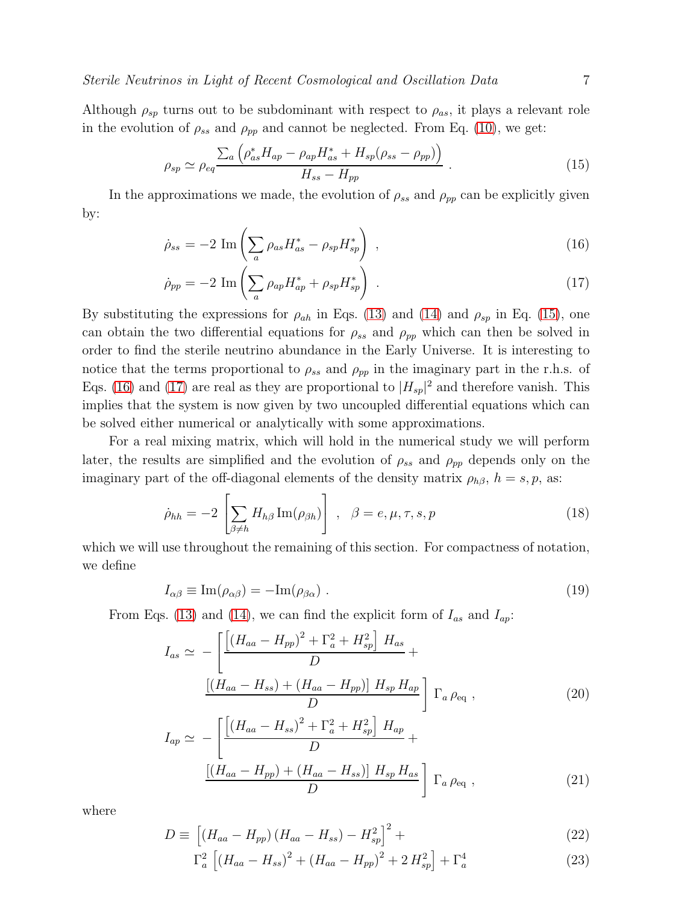Although $\rho_{sp}$ turns out to be subdominant with respect to $\rho_{as}$, it plays a relevant role in the evolution of $\rho_{ss}$ and $\rho_{pp}$ and cannot be neglected. From Eq. (10), we get:

$$\rho_{sp} \simeq \rho_{eq} \frac{\sum_a \left(\rho^*_{as} H_{ap} - \rho_{ap} H^*_{as} + H_{sp}(\rho_{ss} - \rho_{pp})\right)}{H_{ss} - H_{pp}} \ . \tag{15}$$

In the approximations we made, the evolution of $\rho_{ss}$ and $\rho_{pp}$ can be explicitly given by:

$$\dot{\rho}_{ss} = -2 \ \mathrm{Im} \left( \sum_a \rho_{as} H^*_{as} - \rho_{sp} H^*_{sp} \right) \ , \tag{16}$$

$$\dot{\rho}_{pp} = -2 \ \mathrm{Im} \left( \sum_a \rho_{ap} H^*_{ap} + \rho_{sp} H^*_{sp} \right) \ . \tag{17}$$

By substituting the expressions for $\rho_{ah}$ in Eqs. (13) and (14) and $\rho_{sp}$ in Eq. (15), one can obtain the two differential equations for $\rho_{ss}$ and $\rho_{pp}$ which can then be solved in order to find the sterile neutrino abundance in the Early Universe. It is interesting to notice that the terms proportional to $\rho_{ss}$ and $\rho_{pp}$ in the imaginary part in the r.h.s. of Eqs. (16) and (17) are real as they are proportional to $|H_{sp}|^2$ and therefore vanish. This implies that the system is now given by two uncoupled differential equations which can be solved either numerical or analytically with some approximations.

For a real mixing matrix, which will hold in the numerical study we will perform later, the results are simplified and the evolution of $\rho_{ss}$ and $\rho_{pp}$ depends only on the imaginary part of the off-diagonal elements of the density matrix $\rho_{h\beta}$, $h = s, p$, as:

$$\dot{\rho}_{hh} = -2 \left[ \sum_{\beta \neq h} H_{h\beta} \, \mathrm{Im}(\rho_{\beta h}) \right] \ , \quad \beta = e, \mu, \tau, s, p \tag{18}$$

which we will use throughout the remaining of this section. For compactness of notation, we define

$$I_{\alpha\beta} \equiv \mathrm{Im}(\rho_{\alpha\beta}) = -\mathrm{Im}(\rho_{\beta\alpha}) \ . \tag{19}$$

From Eqs. (13) and (14), we can find the explicit form of $I_{as}$ and $I_{ap}$:

$$I_{as} \simeq \ - \left[ \frac{\left[ (H_{aa} - H_{pp})^2 + \Gamma_a^2 + H_{sp}^2 \right] \ H_{as}}{D} + \frac{\left[ (H_{aa} - H_{ss}) + (H_{aa} - H_{pp}) \right] \ H_{sp} \, H_{ap}}{D} \right] \ \Gamma_a \, \rho_{\mathrm{eq}} \ , \tag{20}$$

$$I_{ap} \simeq \ - \left[ \frac{\left[ (H_{aa} - H_{ss})^2 + \Gamma_a^2 + H_{sp}^2 \right] \ H_{ap}}{D} + \frac{\left[ (H_{aa} - H_{pp}) + (H_{aa} - H_{ss}) \right] \ H_{sp} \, H_{as}}{D} \right] \ \Gamma_a \, \rho_{\mathrm{eq}} \ , \tag{21}$$

where

$$D \equiv \ \left[ (H_{aa} - H_{pp}) \, (H_{aa} - H_{ss}) - H_{sp}^2 \right]^2 + \tag{22}$$

$$\Gamma_a^2 \left[ (H_{aa} - H_{ss})^2 + (H_{aa} - H_{pp})^2 + 2 \, H_{sp}^2 \right] + \Gamma_a^4 \tag{23}$$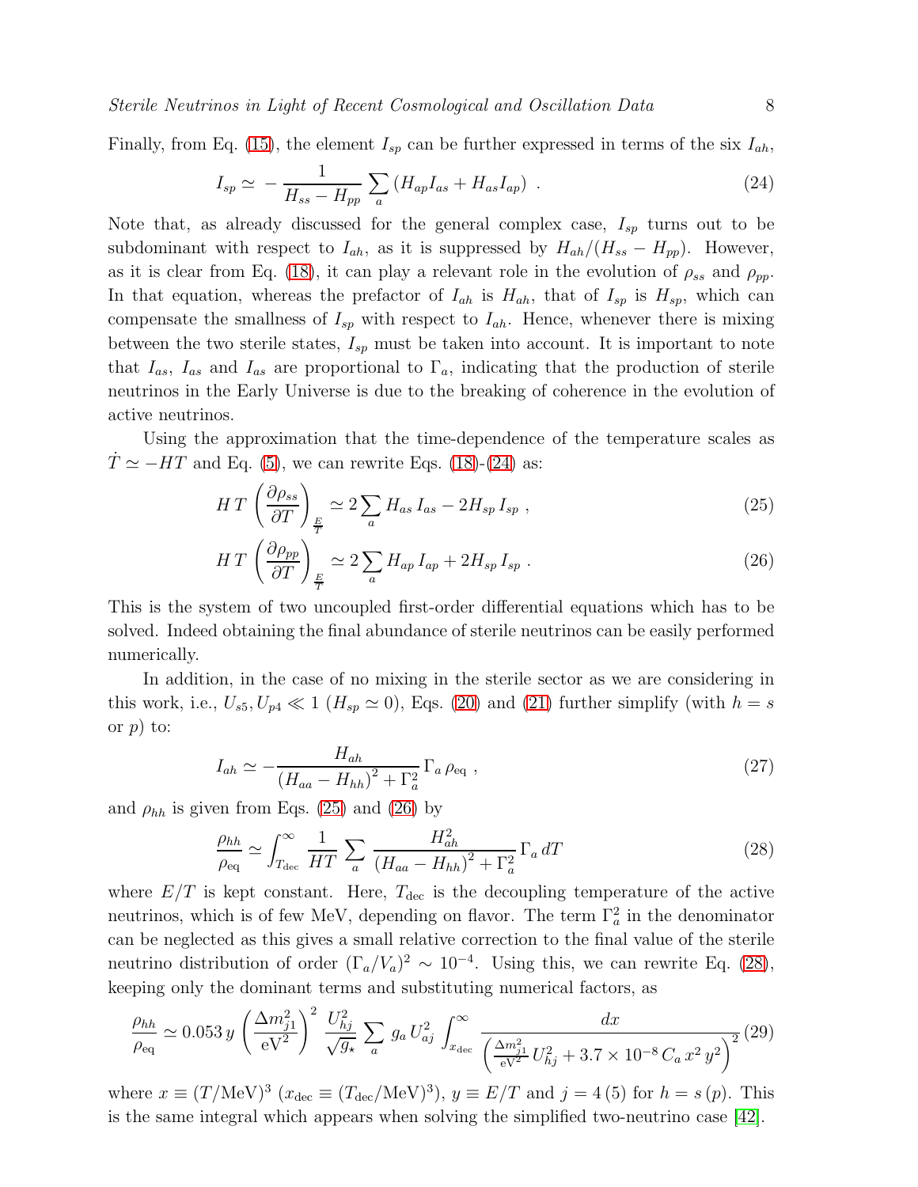Finally, from Eq. (15), the element $I_{sp}$ can be further expressed in terms of the six $I_{ah}$,

$$I_{sp} \simeq -\frac{1}{H_{ss} - H_{pp}} \sum_a \left( H_{ap} I_{as} + H_{as} I_{ap} \right) \ . \tag{24}$$

Note that, as already discussed for the general complex case, $I_{sp}$ turns out to be subdominant with respect to $I_{ah}$, as it is suppressed by $H_{ah}/(H_{ss} - H_{pp})$. However, as it is clear from Eq. (18), it can play a relevant role in the evolution of $\rho_{ss}$ and $\rho_{pp}$. In that equation, whereas the prefactor of $I_{ah}$ is $H_{ah}$, that of $I_{sp}$ is $H_{sp}$, which can compensate the smallness of $I_{sp}$ with respect to $I_{ah}$. Hence, whenever there is mixing between the two sterile states, $I_{sp}$ must be taken into account. It is important to note that $I_{as}$, $I_{as}$ and $I_{as}$ are proportional to $\Gamma_a$, indicating that the production of sterile neutrinos in the Early Universe is due to the breaking of coherence in the evolution of active neutrinos.

Using the approximation that the time-dependence of the temperature scales as $\dot{T} \simeq -HT$ and Eq. (5), we can rewrite Eqs. (18)-(24) as:

$$H\,T \left( \frac{\partial \rho_{ss}}{\partial T} \right)_{\frac{E}{T}} \simeq 2 \sum_a H_{as}\, I_{as} - 2 H_{sp}\, I_{sp} \ , \tag{25}$$

$$H\,T \left( \frac{\partial \rho_{pp}}{\partial T} \right)_{\frac{E}{T}} \simeq 2 \sum_a H_{ap}\, I_{ap} + 2 H_{sp}\, I_{sp} \ . \tag{26}$$

This is the system of two uncoupled first-order differential equations which has to be solved. Indeed obtaining the final abundance of sterile neutrinos can be easily performed numerically.

In addition, in the case of no mixing in the sterile sector as we are considering in this work, i.e., $U_{s5}, U_{p4} \ll 1$ ($H_{sp} \simeq 0$), Eqs. (20) and (21) further simplify (with $h = s$ or $p$) to:

$$I_{ah} \simeq -\frac{H_{ah}}{\left( H_{aa} - H_{hh} \right)^2 + \Gamma_a^2} \, \Gamma_a \, \rho_{\rm eq} \ , \tag{27}$$

and $\rho_{hh}$ is given from Eqs. (25) and (26) by

$$\frac{\rho_{hh}}{\rho_{\rm eq}} \simeq \int_{T_{\rm dec}}^{\infty} \frac{1}{HT} \sum_a \frac{H_{ah}^2}{\left( H_{aa} - H_{hh} \right)^2 + \Gamma_a^2} \, \Gamma_a \, dT \tag{28}$$

where $E/T$ is kept constant. Here, $T_{\rm dec}$ is the decoupling temperature of the active neutrinos, which is of few MeV, depending on flavor. The term $\Gamma_a^2$ in the denominator can be neglected as this gives a small relative correction to the final value of the sterile neutrino distribution of order $(\Gamma_a/V_a)^2 \sim 10^{-4}$. Using this, we can rewrite Eq. (28), keeping only the dominant terms and substituting numerical factors, as

$$\frac{\rho_{hh}}{\rho_{\rm eq}} \simeq 0.053\, y \left( \frac{\Delta m_{j1}^2}{\rm eV^2} \right)^2 \frac{U_{hj}^2}{\sqrt{g_\star}} \sum_a g_a\, U_{aj}^2 \int_{x_{\rm dec}}^{\infty} \frac{dx}{\left( \frac{\Delta m_{j1}^2}{\rm eV^2} U_{hj}^2 + 3.7 \times 10^{-8}\, C_a\, x^2\, y^2 \right)^2} \tag{29}$$

where $x \equiv (T/{\rm MeV})^3$ ($x_{\rm dec} \equiv (T_{\rm dec}/{\rm MeV})^3$), $y \equiv E/T$ and $j = 4\,(5)$ for $h = s\,(p)$. This is the same integral which appears when solving the simplified two-neutrino case [42].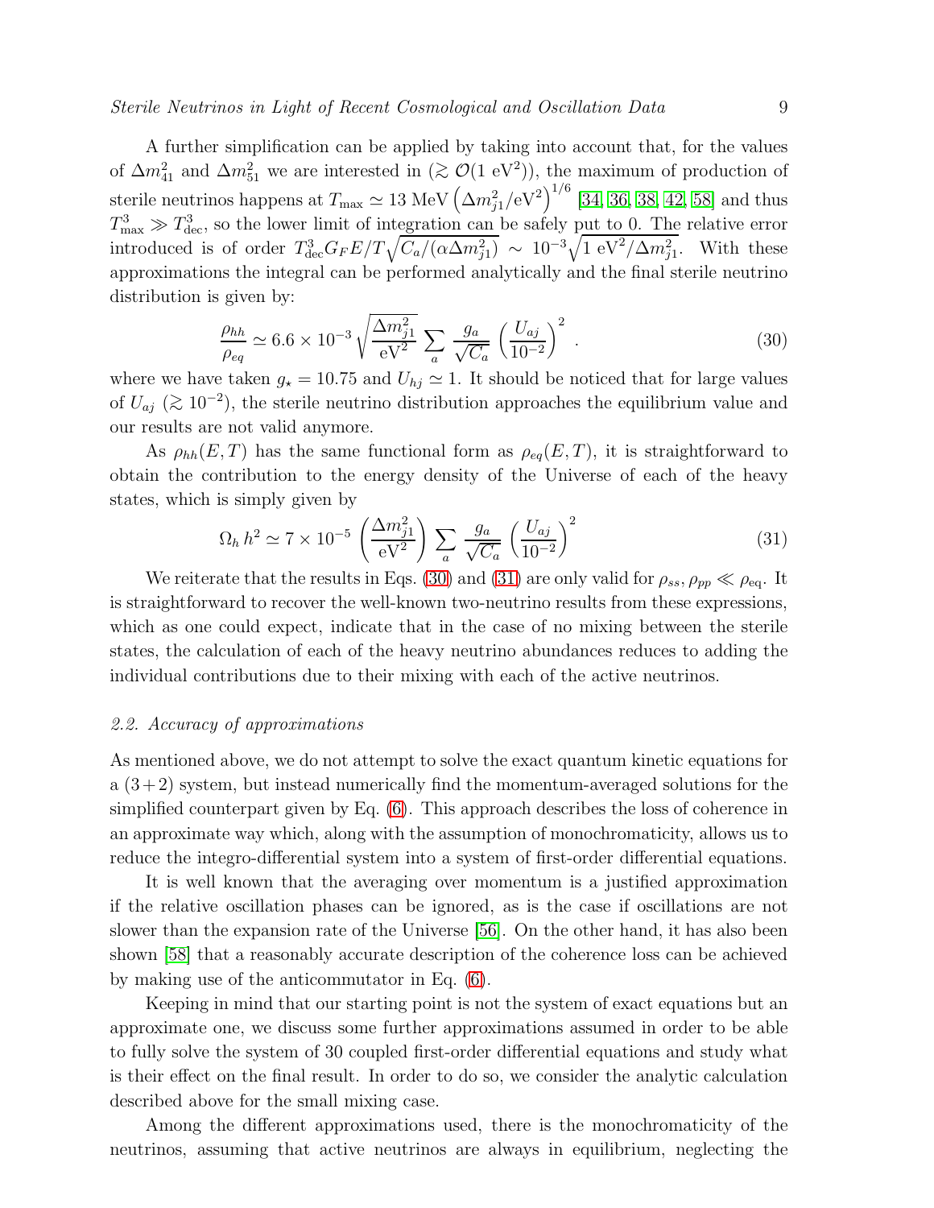A further simplification can be applied by taking into account that, for the values of $\Delta m^2_{41}$ and $\Delta m^2_{51}$ we are interested in ($\gtrsim \mathcal{O}(1\ \text{eV}^2)$), the maximum of production of sterile neutrinos happens at $T_{\max} \simeq 13\ \text{MeV}\left(\Delta m^2_{j1}/\text{eV}^2\right)^{1/6}$ [34, 36, 38, 42, 58] and thus $T^3_{\max} \gg T^3_{\text{dec}}$, so the lower limit of integration can be safely put to 0. The relative error introduced is of order $T^3_{\text{dec}} G_F E/T\sqrt{C_a/(\alpha \Delta m^2_{j1})} \sim 10^{-3}\sqrt{1\ \text{eV}^2/\Delta m^2_{j1}}$. With these approximations the integral can be performed analytically and the final sterile neutrino distribution is given by:

$$
\frac{\rho_{hh}}{\rho_{eq}} \simeq 6.6 \times 10^{-3} \sqrt{\frac{\Delta m^2_{j1}}{\text{eV}^2}} \sum_a \frac{g_a}{\sqrt{C_a}} \left(\frac{U_{aj}}{10^{-2}}\right)^2 . \tag{30}
$$

where we have taken $g_\star = 10.75$ and $U_{hj} \simeq 1$. It should be noticed that for large values of $U_{aj}$ ($\gtrsim 10^{-2}$), the sterile neutrino distribution approaches the equilibrium value and our results are not valid anymore.

As $\rho_{hh}(E,T)$ has the same functional form as $\rho_{eq}(E,T)$, it is straightforward to obtain the contribution to the energy density of the Universe of each of the heavy states, which is simply given by

$$
\Omega_h\, h^2 \simeq 7 \times 10^{-5} \left(\frac{\Delta m^2_{j1}}{\text{eV}^2}\right) \sum_a \frac{g_a}{\sqrt{C_a}} \left(\frac{U_{aj}}{10^{-2}}\right)^2 \tag{31}
$$

We reiterate that the results in Eqs. (30) and (31) are only valid for $\rho_{ss}, \rho_{pp} \ll \rho_{\text{eq}}$. It is straightforward to recover the well-known two-neutrino results from these expressions, which as one could expect, indicate that in the case of no mixing between the sterile states, the calculation of each of the heavy neutrino abundances reduces to adding the individual contributions due to their mixing with each of the active neutrinos.

### *2.2. Accuracy of approximations*

As mentioned above, we do not attempt to solve the exact quantum kinetic equations for a $(3+2)$ system, but instead numerically find the momentum-averaged solutions for the simplified counterpart given by Eq. (6). This approach describes the loss of coherence in an approximate way which, along with the assumption of monochromaticity, allows us to reduce the integro-differential system into a system of first-order differential equations.

It is well known that the averaging over momentum is a justified approximation if the relative oscillation phases can be ignored, as is the case if oscillations are not slower than the expansion rate of the Universe [56]. On the other hand, it has also been shown [58] that a reasonably accurate description of the coherence loss can be achieved by making use of the anticommutator in Eq. (6).

Keeping in mind that our starting point is not the system of exact equations but an approximate one, we discuss some further approximations assumed in order to be able to fully solve the system of 30 coupled first-order differential equations and study what is their effect on the final result. In order to do so, we consider the analytic calculation described above for the small mixing case.

Among the different approximations used, there is the monochromaticity of the neutrinos, assuming that active neutrinos are always in equilibrium, neglecting the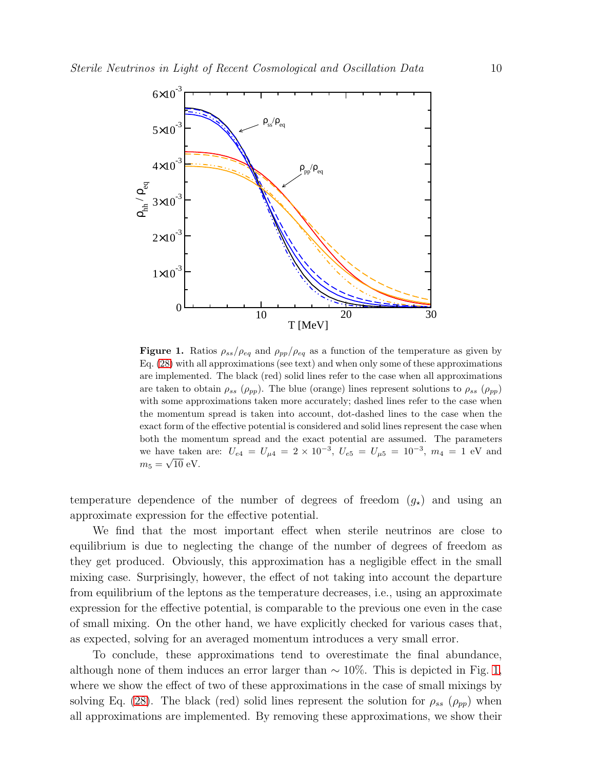**Figure 1.** Ratios $\rho_{ss}/\rho_{eq}$ and $\rho_{pp}/\rho_{eq}$ as a function of the temperature as given by Eq. (28) with all approximations (see text) and when only some of these approximations are implemented. The black (red) solid lines refer to the case when all approximations are taken to obtain $\rho_{ss}$ ($\rho_{pp}$). The blue (orange) lines represent solutions to $\rho_{ss}$ ($\rho_{pp}$) with some approximations taken more accurately; dashed lines refer to the case when the momentum spread is taken into account, dot-dashed lines to the case when the exact form of the effective potential is considered and solid lines represent the case when both the momentum spread and the exact potential are assumed. The parameters we have taken are: $U_{e4} = U_{\mu 4} = 2 \times 10^{-3}$, $U_{e5} = U_{\mu 5} = 10^{-3}$, $m_4 = 1$ eV and $m_5 = \sqrt{10}$ eV.

temperature dependence of the number of degrees of freedom ($g_\star$) and using an approximate expression for the effective potential.

We find that the most important effect when sterile neutrinos are close to equilibrium is due to neglecting the change of the number of degrees of freedom as they get produced. Obviously, this approximation has a negligible effect in the small mixing case. Surprisingly, however, the effect of not taking into account the departure from equilibrium of the leptons as the temperature decreases, i.e., using an approximate expression for the effective potential, is comparable to the previous one even in the case of small mixing. On the other hand, we have explicitly checked for various cases that, as expected, solving for an averaged momentum introduces a very small error.

To conclude, these approximations tend to overestimate the final abundance, although none of them induces an error larger than $\sim 10\%$. This is depicted in Fig. 1, where we show the effect of two of these approximations in the case of small mixings by solving Eq. (28). The black (red) solid lines represent the solution for $\rho_{ss}$ ($\rho_{pp}$) when all approximations are implemented. By removing these approximations, we show their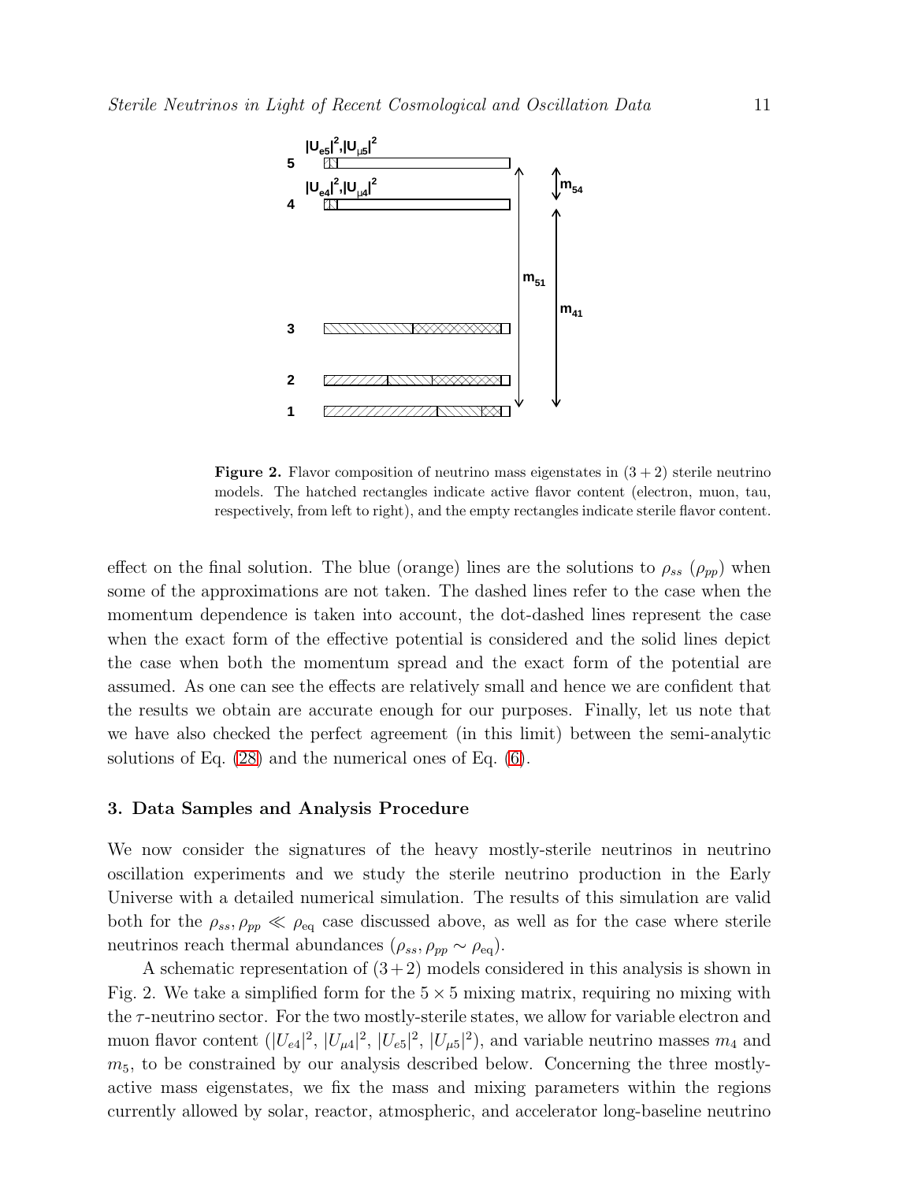**Figure 2.** Flavor composition of neutrino mass eigenstates in $(3 + 2)$ sterile neutrino models. The hatched rectangles indicate active flavor content (electron, muon, tau, respectively, from left to right), and the empty rectangles indicate sterile flavor content.

effect on the final solution. The blue (orange) lines are the solutions to $\rho_{ss}$ ($\rho_{pp}$) when some of the approximations are not taken. The dashed lines refer to the case when the momentum dependence is taken into account, the dot-dashed lines represent the case when the exact form of the effective potential is considered and the solid lines depict the case when both the momentum spread and the exact form of the potential are assumed. As one can see the effects are relatively small and hence we are confident that the results we obtain are accurate enough for our purposes. Finally, let us note that we have also checked the perfect agreement (in this limit) between the semi-analytic solutions of Eq. (28) and the numerical ones of Eq. (6).

### 3. Data Samples and Analysis Procedure

We now consider the signatures of the heavy mostly-sterile neutrinos in neutrino oscillation experiments and we study the sterile neutrino production in the Early Universe with a detailed numerical simulation. The results of this simulation are valid both for the $\rho_{ss}, \rho_{pp} \ll \rho_{\rm eq}$ case discussed above, as well as for the case where sterile neutrinos reach thermal abundances ($\rho_{ss}, \rho_{pp} \sim \rho_{\rm eq}$).

A schematic representation of $(3+2)$ models considered in this analysis is shown in Fig. 2. We take a simplified form for the $5 \times 5$ mixing matrix, requiring no mixing with the $\tau$-neutrino sector. For the two mostly-sterile states, we allow for variable electron and muon flavor content ($|U_{e4}|^2$, $|U_{\mu 4}|^2$, $|U_{e5}|^2$, $|U_{\mu 5}|^2$), and variable neutrino masses $m_4$ and $m_5$, to be constrained by our analysis described below. Concerning the three mostly-active mass eigenstates, we fix the mass and mixing parameters within the regions currently allowed by solar, reactor, atmospheric, and accelerator long-baseline neutrino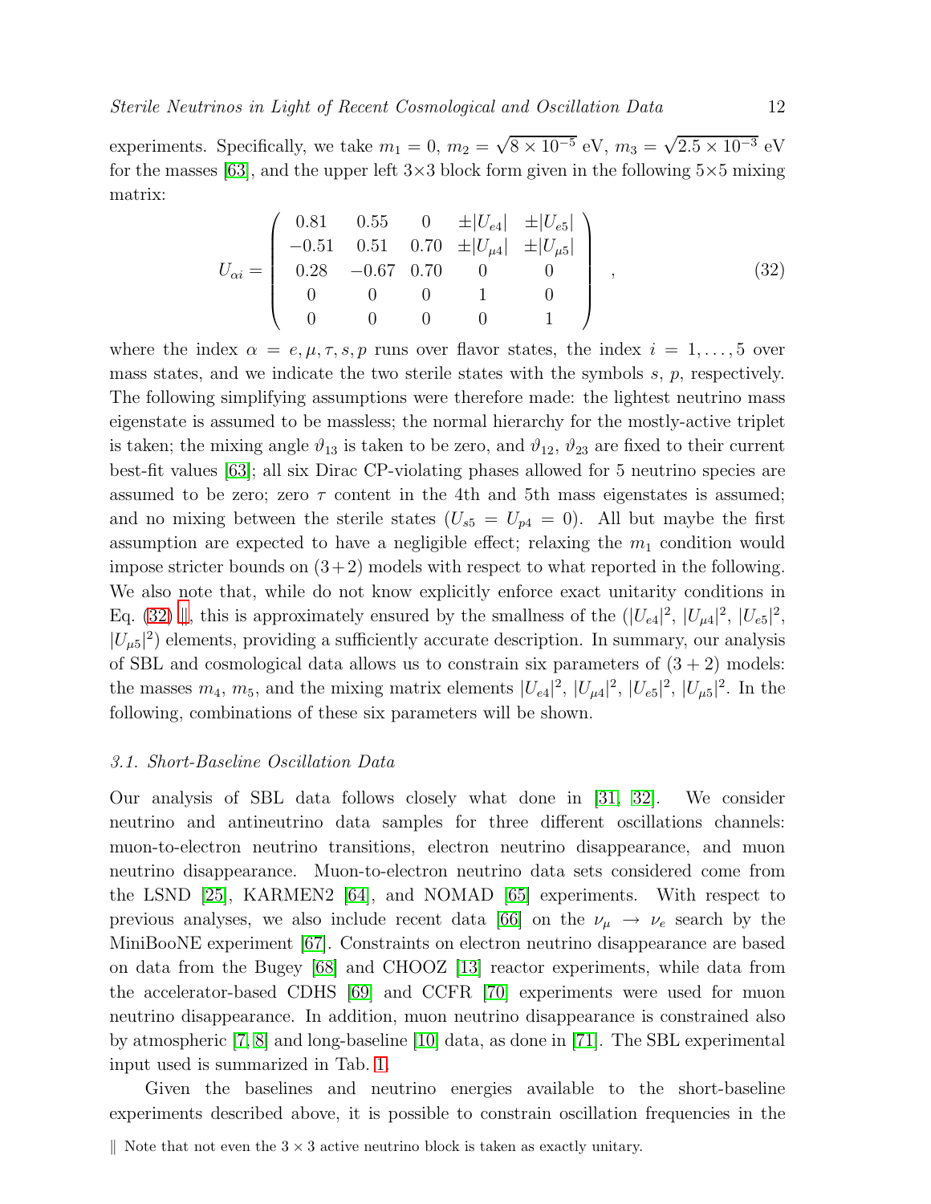experiments. Specifically, we take $m_1 = 0$, $m_2 = \sqrt{8 \times 10^{-5}}$ eV, $m_3 = \sqrt{2.5 \times 10^{-3}}$ eV for the masses [63], and the upper left 3×3 block form given in the following 5×5 mixing matrix:

$$
U_{\alpha i} = \begin{pmatrix} 0.81 & 0.55 & 0 & \pm|U_{e4}| & \pm|U_{e5}| \\ -0.51 & 0.51 & 0.70 & \pm|U_{\mu 4}| & \pm|U_{\mu 5}| \\ 0.28 & -0.67 & 0.70 & 0 & 0 \\ 0 & 0 & 0 & 1 & 0 \\ 0 & 0 & 0 & 0 & 1 \end{pmatrix} \quad , \tag{32}
$$

where the index $\alpha = e, \mu, \tau, s, p$ runs over flavor states, the index $i = 1, \ldots, 5$ over mass states, and we indicate the two sterile states with the symbols $s$, $p$, respectively. The following simplifying assumptions were therefore made: the lightest neutrino mass eigenstate is assumed to be massless; the normal hierarchy for the mostly-active triplet is taken; the mixing angle $\vartheta_{13}$ is taken to be zero, and $\vartheta_{12}$, $\vartheta_{23}$ are fixed to their current best-fit values [63]; all six Dirac CP-violating phases allowed for 5 neutrino species are assumed to be zero; zero $\tau$ content in the 4th and 5th mass eigenstates is assumed; and no mixing between the sterile states ($U_{s5} = U_{p4} = 0$). All but maybe the first assumption are expected to have a negligible effect; relaxing the $m_1$ condition would impose stricter bounds on $(3+2)$ models with respect to what reported in the following. We also note that, while do not know explicitly enforce exact unitarity conditions in Eq. (32) ‖, this is approximately ensured by the smallness of the ($|U_{e4}|^2$, $|U_{\mu 4}|^2$, $|U_{e5}|^2$, $|U_{\mu 5}|^2$) elements, providing a sufficiently accurate description. In summary, our analysis of SBL and cosmological data allows us to constrain six parameters of $(3+2)$ models: the masses $m_4$, $m_5$, and the mixing matrix elements $|U_{e4}|^2$, $|U_{\mu 4}|^2$, $|U_{e5}|^2$, $|U_{\mu 5}|^2$. In the following, combinations of these six parameters will be shown.

### 3.1. Short-Baseline Oscillation Data

Our analysis of SBL data follows closely what done in [31, 32]. We consider neutrino and antineutrino data samples for three different oscillations channels: muon-to-electron neutrino transitions, electron neutrino disappearance, and muon neutrino disappearance. Muon-to-electron neutrino data sets considered come from the LSND [25], KARMEN2 [64], and NOMAD [65] experiments. With respect to previous analyses, we also include recent data [66] on the $\nu_\mu \to \nu_e$ search by the MiniBooNE experiment [67]. Constraints on electron neutrino disappearance are based on data from the Bugey [68] and CHOOZ [13] reactor experiments, while data from the accelerator-based CDHS [69] and CCFR [70] experiments were used for muon neutrino disappearance. In addition, muon neutrino disappearance is constrained also by atmospheric [7, 8] and long-baseline [10] data, as done in [71]. The SBL experimental input used is summarized in Tab. 1.

Given the baselines and neutrino energies available to the short-baseline experiments described above, it is possible to constrain oscillation frequencies in the

‖ Note that not even the $3 \times 3$ active neutrino block is taken as exactly unitary.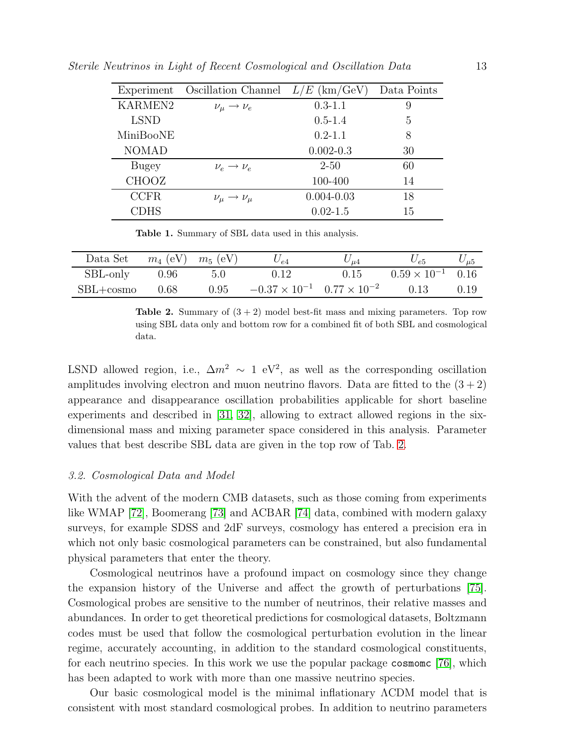| Experiment | Oscillation Channel | $L/E$ (km/GeV) | Data Points |
|---|---|---|---|
| KARMEN2 | $\nu_\mu \rightarrow \nu_e$ | 0.3-1.1 | 9 |
| LSND | | 0.5-1.4 | 5 |
| MiniBooNE | | 0.2-1.1 | 8 |
| NOMAD | | 0.002-0.3 | 30 |
| Bugey | $\nu_e \rightarrow \nu_e$ | 2-50 | 60 |
| CHOOZ | | 100-400 | 14 |
| CCFR | $\nu_\mu \rightarrow \nu_\mu$ | 0.004-0.03 | 18 |
| CDHS | | 0.02-1.5 | 15 |

**Table 1.** Summary of SBL data used in this analysis.

| Data Set | $m_4$ (eV) | $m_5$ (eV) | $U_{e4}$ | $U_{\mu 4}$ | $U_{e5}$ | $U_{\mu 5}$ |
|---|---|---|---|---|---|---|
| SBL-only | 0.96 | 5.0 | 0.12 | 0.15 | $0.59 \times 10^{-1}$ | 0.16 |
| SBL+cosmo | 0.68 | 0.95 | $-0.37 \times 10^{-1}$ | $0.77 \times 10^{-2}$ | 0.13 | 0.19 |

**Table 2.** Summary of $(3+2)$ model best-fit mass and mixing parameters. Top row using SBL data only and bottom row for a combined fit of both SBL and cosmological data.

LSND allowed region, i.e., $\Delta m^2 \sim 1$ eV$^2$, as well as the corresponding oscillation amplitudes involving electron and muon neutrino flavors. Data are fitted to the $(3+2)$ appearance and disappearance oscillation probabilities applicable for short baseline experiments and described in [31, 32], allowing to extract allowed regions in the six-dimensional mass and mixing parameter space considered in this analysis. Parameter values that best describe SBL data are given in the top row of Tab. 2.

### *3.2. Cosmological Data and Model*

With the advent of the modern CMB datasets, such as those coming from experiments like WMAP [72], Boomerang [73] and ACBAR [74] data, combined with modern galaxy surveys, for example SDSS and 2dF surveys, cosmology has entered a precision era in which not only basic cosmological parameters can be constrained, but also fundamental physical parameters that enter the theory.

Cosmological neutrinos have a profound impact on cosmology since they change the expansion history of the Universe and affect the growth of perturbations [75]. Cosmological probes are sensitive to the number of neutrinos, their relative masses and abundances. In order to get theoretical predictions for cosmological datasets, Boltzmann codes must be used that follow the cosmological perturbation evolution in the linear regime, accurately accounting, in addition to the standard cosmological constituents, for each neutrino species. In this work we use the popular package `cosmomc` [76], which has been adapted to work with more than one massive neutrino species.

Our basic cosmological model is the minimal inflationary ΛCDM model that is consistent with most standard cosmological probes. In addition to neutrino parameters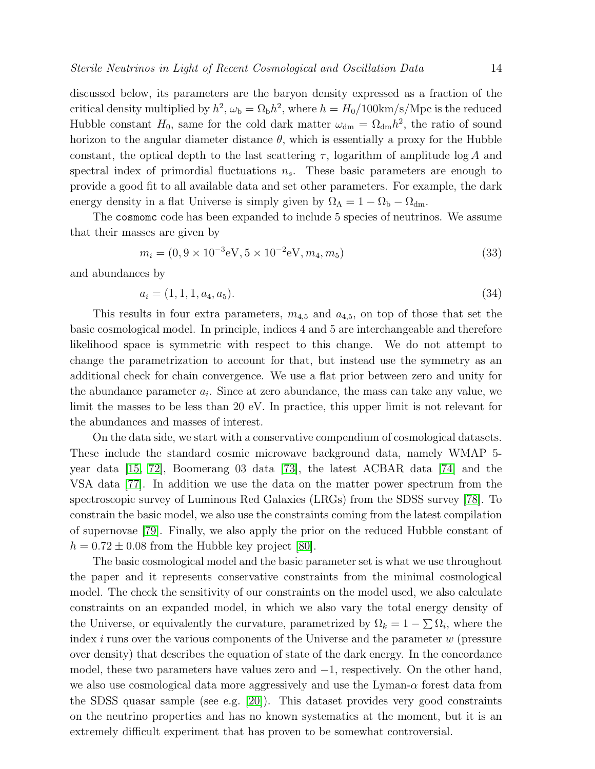discussed below, its parameters are the baryon density expressed as a fraction of the critical density multiplied by $h^2$, $\omega_{\rm b} = \Omega_{\rm b} h^2$, where $h = H_0/100$km/s/Mpc is the reduced Hubble constant $H_0$, same for the cold dark matter $\omega_{\rm dm} = \Omega_{\rm dm} h^2$, the ratio of sound horizon to the angular diameter distance $\theta$, which is essentially a proxy for the Hubble constant, the optical depth to the last scattering $\tau$, logarithm of amplitude $\log A$ and spectral index of primordial fluctuations $n_s$. These basic parameters are enough to provide a good fit to all available data and set other parameters. For example, the dark energy density in a flat Universe is simply given by $\Omega_\Lambda = 1 - \Omega_{\rm b} - \Omega_{\rm dm}$.

The `cosmomc` code has been expanded to include 5 species of neutrinos. We assume that their masses are given by

$$m_i = (0, 9 \times 10^{-3} \text{eV}, 5 \times 10^{-2} \text{eV}, m_4, m_5) \tag{33}$$

and abundances by

$$a_i = (1, 1, 1, a_4, a_5). \tag{34}$$

This results in four extra parameters, $m_{4,5}$ and $a_{4,5}$, on top of those that set the basic cosmological model. In principle, indices 4 and 5 are interchangeable and therefore likelihood space is symmetric with respect to this change. We do not attempt to change the parametrization to account for that, but instead use the symmetry as an additional check for chain convergence. We use a flat prior between zero and unity for the abundance parameter $a_i$. Since at zero abundance, the mass can take any value, we limit the masses to be less than 20 eV. In practice, this upper limit is not relevant for the abundances and masses of interest.

On the data side, we start with a conservative compendium of cosmological datasets. These include the standard cosmic microwave background data, namely WMAP 5-year data [15, 72], Boomerang 03 data [73], the latest ACBAR data [74] and the VSA data [77]. In addition we use the data on the matter power spectrum from the spectroscopic survey of Luminous Red Galaxies (LRGs) from the SDSS survey [78]. To constrain the basic model, we also use the constraints coming from the latest compilation of supernovae [79]. Finally, we also apply the prior on the reduced Hubble constant of $h = 0.72 \pm 0.08$ from the Hubble key project [80].

The basic cosmological model and the basic parameter set is what we use throughout the paper and it represents conservative constraints from the minimal cosmological model. The check the sensitivity of our constraints on the model used, we also calculate constraints on an expanded model, in which we also vary the total energy density of the Universe, or equivalently the curvature, parametrized by $\Omega_k = 1 - \sum \Omega_i$, where the index $i$ runs over the various components of the Universe and the parameter $w$ (pressure over density) that describes the equation of state of the dark energy. In the concordance model, these two parameters have values zero and $-1$, respectively. On the other hand, we also use cosmological data more aggressively and use the Lyman-$\alpha$ forest data from the SDSS quasar sample (see e.g. [20]). This dataset provides very good constraints on the neutrino properties and has no known systematics at the moment, but it is an extremely difficult experiment that has proven to be somewhat controversial.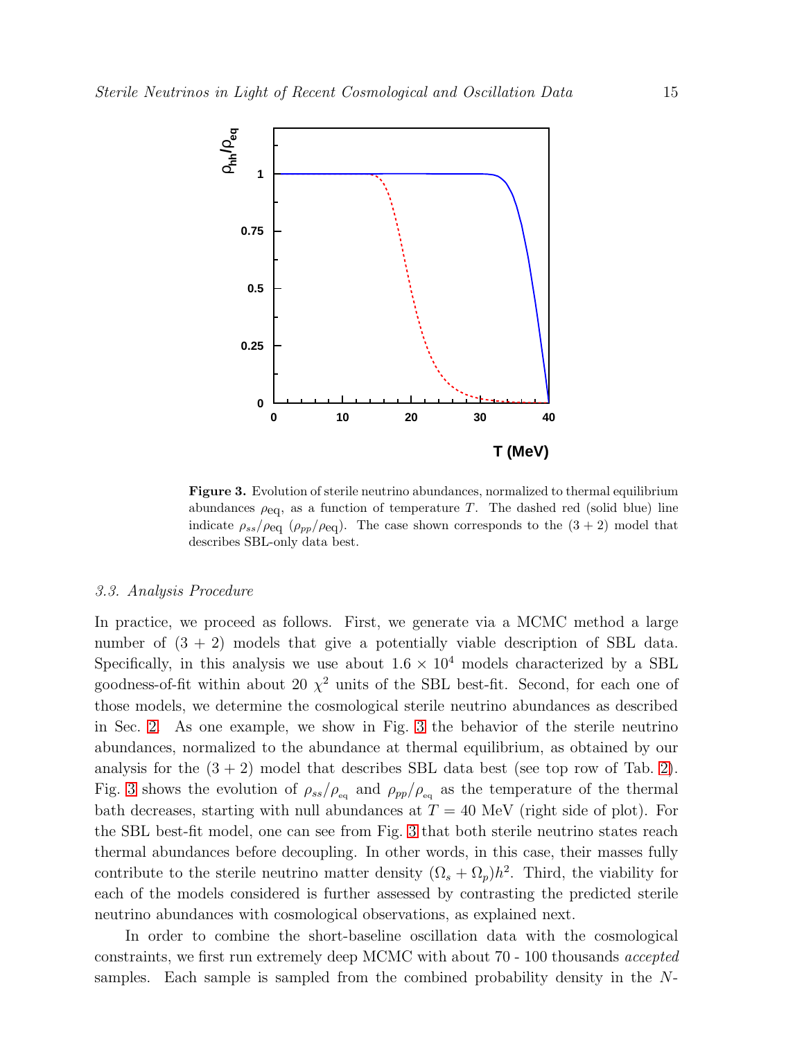**Figure 3.** Evolution of sterile neutrino abundances, normalized to thermal equilibrium abundances $\rho_{\rm eq}$, as a function of temperature $T$. The dashed red (solid blue) line indicate $\rho_{ss}/\rho_{\rm eq}$ ($\rho_{pp}/\rho_{\rm eq}$). The case shown corresponds to the $(3+2)$ model that describes SBL-only data best.

### 3.3. Analysis Procedure

In practice, we proceed as follows. First, we generate via a MCMC method a large number of $(3+2)$ models that give a potentially viable description of SBL data. Specifically, in this analysis we use about $1.6 \times 10^4$ models characterized by a SBL goodness-of-fit within about 20 $\chi^2$ units of the SBL best-fit. Second, for each one of those models, we determine the cosmological sterile neutrino abundances as described in Sec. 2. As one example, we show in Fig. 3 the behavior of the sterile neutrino abundances, normalized to the abundance at thermal equilibrium, as obtained by our analysis for the $(3+2)$ model that describes SBL data best (see top row of Tab. 2). Fig. 3 shows the evolution of $\rho_{ss}/\rho_{\rm eq}$ and $\rho_{pp}/\rho_{\rm eq}$ as the temperature of the thermal bath decreases, starting with null abundances at $T = 40$ MeV (right side of plot). For the SBL best-fit model, one can see from Fig. 3 that both sterile neutrino states reach thermal abundances before decoupling. In other words, in this case, their masses fully contribute to the sterile neutrino matter density $(\Omega_s + \Omega_p)h^2$. Third, the viability for each of the models considered is further assessed by contrasting the predicted sterile neutrino abundances with cosmological observations, as explained next.

In order to combine the short-baseline oscillation data with the cosmological constraints, we first run extremely deep MCMC with about 70 - 100 thousands *accepted* samples. Each sample is sampled from the combined probability density in the $N$-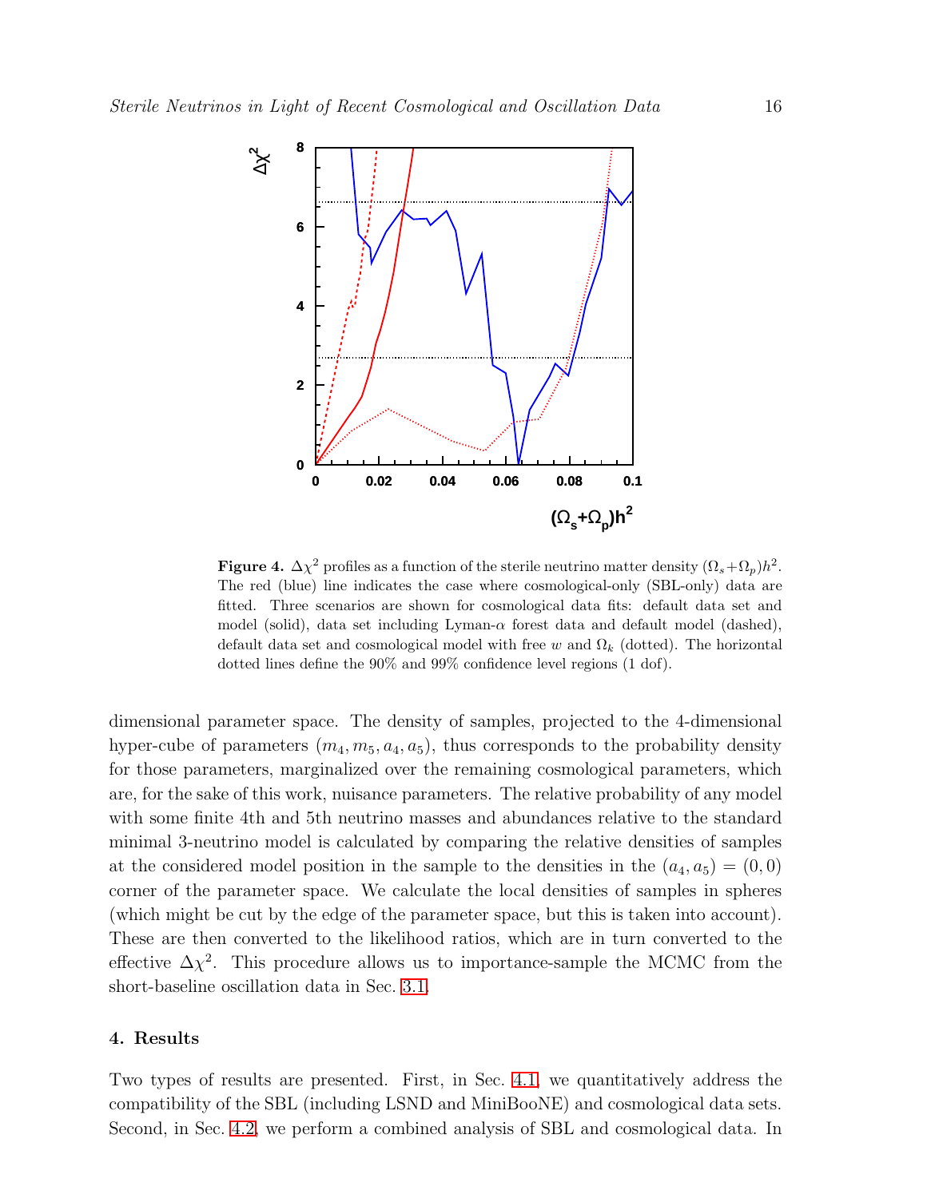**Figure 4.** $\Delta\chi^2$ profiles as a function of the sterile neutrino matter density $(\Omega_s+\Omega_p)h^2$. The red (blue) line indicates the case where cosmological-only (SBL-only) data are fitted. Three scenarios are shown for cosmological data fits: default data set and model (solid), data set including Lyman-$\alpha$ forest data and default model (dashed), default data set and cosmological model with free $w$ and $\Omega_k$ (dotted). The horizontal dotted lines define the 90% and 99% confidence level regions (1 dof).

dimensional parameter space. The density of samples, projected to the 4-dimensional hyper-cube of parameters $(m_4, m_5, a_4, a_5)$, thus corresponds to the probability density for those parameters, marginalized over the remaining cosmological parameters, which are, for the sake of this work, nuisance parameters. The relative probability of any model with some finite 4th and 5th neutrino masses and abundances relative to the standard minimal 3-neutrino model is calculated by comparing the relative densities of samples at the considered model position in the sample to the densities in the $(a_4, a_5) = (0, 0)$ corner of the parameter space. We calculate the local densities of samples in spheres (which might be cut by the edge of the parameter space, but this is taken into account). These are then converted to the likelihood ratios, which are in turn converted to the effective $\Delta\chi^2$. This procedure allows us to importance-sample the MCMC from the short-baseline oscillation data in Sec. 3.1.

## 4. Results

Two types of results are presented. First, in Sec. 4.1, we quantitatively address the compatibility of the SBL (including LSND and MiniBooNE) and cosmological data sets. Second, in Sec. 4.2, we perform a combined analysis of SBL and cosmological data. In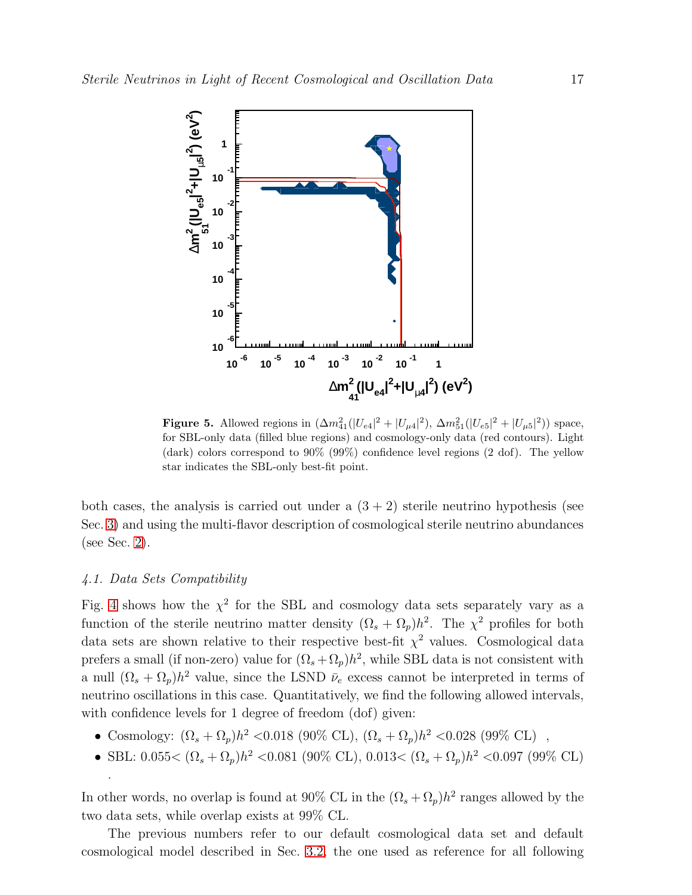**Figure 5.** Allowed regions in $(\Delta m^2_{41}(|U_{e4}|^2 + |U_{\mu 4}|^2),\ \Delta m^2_{51}(|U_{e5}|^2 + |U_{\mu 5}|^2))$ space, for SBL-only data (filled blue regions) and cosmology-only data (red contours). Light (dark) colors correspond to 90% (99%) confidence level regions (2 dof). The yellow star indicates the SBL-only best-fit point.

both cases, the analysis is carried out under a $(3+2)$ sterile neutrino hypothesis (see Sec. 3) and using the multi-flavor description of cosmological sterile neutrino abundances (see Sec. 2).

### 4.1. Data Sets Compatibility

Fig. 4 shows how the $\chi^2$ for the SBL and cosmology data sets separately vary as a function of the sterile neutrino matter density $(\Omega_s + \Omega_p)h^2$. The $\chi^2$ profiles for both data sets are shown relative to their respective best-fit $\chi^2$ values. Cosmological data prefers a small (if non-zero) value for $(\Omega_s + \Omega_p)h^2$, while SBL data is not consistent with a null $(\Omega_s + \Omega_p)h^2$ value, since the LSND $\bar{\nu}_e$ excess cannot be interpreted in terms of neutrino oscillations in this case. Quantitatively, we find the following allowed intervals, with confidence levels for 1 degree of freedom (dof) given:

- Cosmology: $(\Omega_s + \Omega_p)h^2 < 0.018$ (90% CL), $(\Omega_s + \Omega_p)h^2 < 0.028$ (99% CL) ,
- SBL: $0.055 < (\Omega_s + \Omega_p)h^2 < 0.081$ (90% CL), $0.013 < (\Omega_s + \Omega_p)h^2 < 0.097$ (99% CL) .

In other words, no overlap is found at 90% CL in the $(\Omega_s + \Omega_p)h^2$ ranges allowed by the two data sets, while overlap exists at 99% CL.

The previous numbers refer to our default cosmological data set and default cosmological model described in Sec. 3.2, the one used as reference for all following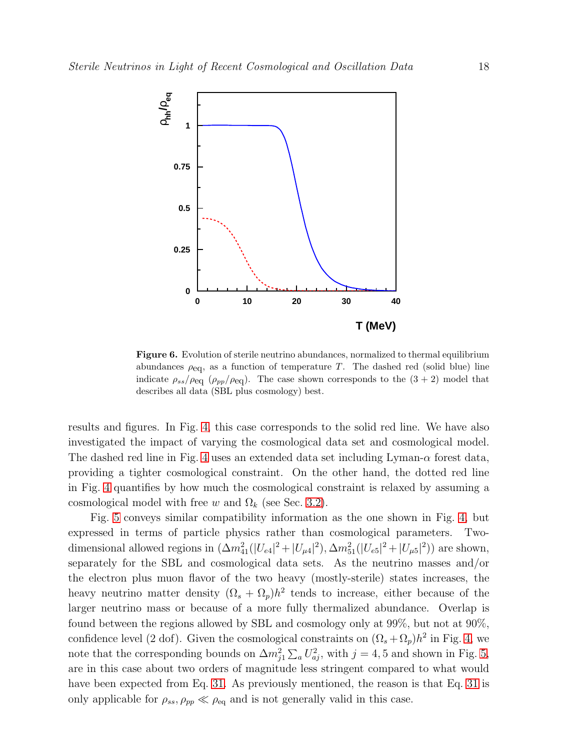**Figure 6.** Evolution of sterile neutrino abundances, normalized to thermal equilibrium abundances $\rho_{\rm eq}$, as a function of temperature $T$. The dashed red (solid blue) line indicate $\rho_{ss}/\rho_{\rm eq}$ ($\rho_{pp}/\rho_{\rm eq}$). The case shown corresponds to the $(3+2)$ model that describes all data (SBL plus cosmology) best.

results and figures. In Fig. 4, this case corresponds to the solid red line. We have also investigated the impact of varying the cosmological data set and cosmological model. The dashed red line in Fig. 4 uses an extended data set including Lyman-$\alpha$ forest data, providing a tighter cosmological constraint. On the other hand, the dotted red line in Fig. 4 quantifies by how much the cosmological constraint is relaxed by assuming a cosmological model with free $w$ and $\Omega_k$ (see Sec. 3.2).

Fig. 5 conveys similar compatibility information as the one shown in Fig. 4, but expressed in terms of particle physics rather than cosmological parameters. Two-dimensional allowed regions in $(\Delta m^2_{41}(|U_{e4}|^2+|U_{\mu 4}|^2), \Delta m^2_{51}(|U_{e5}|^2+|U_{\mu 5}|^2))$ are shown, separately for the SBL and cosmological data sets. As the neutrino masses and/or the electron plus muon flavor of the two heavy (mostly-sterile) states increases, the heavy neutrino matter density $(\Omega_s+\Omega_p)h^2$ tends to increase, either because of the larger neutrino mass or because of a more fully thermalized abundance. Overlap is found between the regions allowed by SBL and cosmology only at 99%, but not at 90%, confidence level (2 dof). Given the cosmological constraints on $(\Omega_s+\Omega_p)h^2$ in Fig. 4, we note that the corresponding bounds on $\Delta m^2_{j1}\sum_a U^2_{aj}$, with $j=4,5$ and shown in Fig. 5, are in this case about two orders of magnitude less stringent compared to what would have been expected from Eq. 31. As previously mentioned, the reason is that Eq. 31 is only applicable for $\rho_{ss}, \rho_{pp} \ll \rho_{\rm eq}$ and is not generally valid in this case.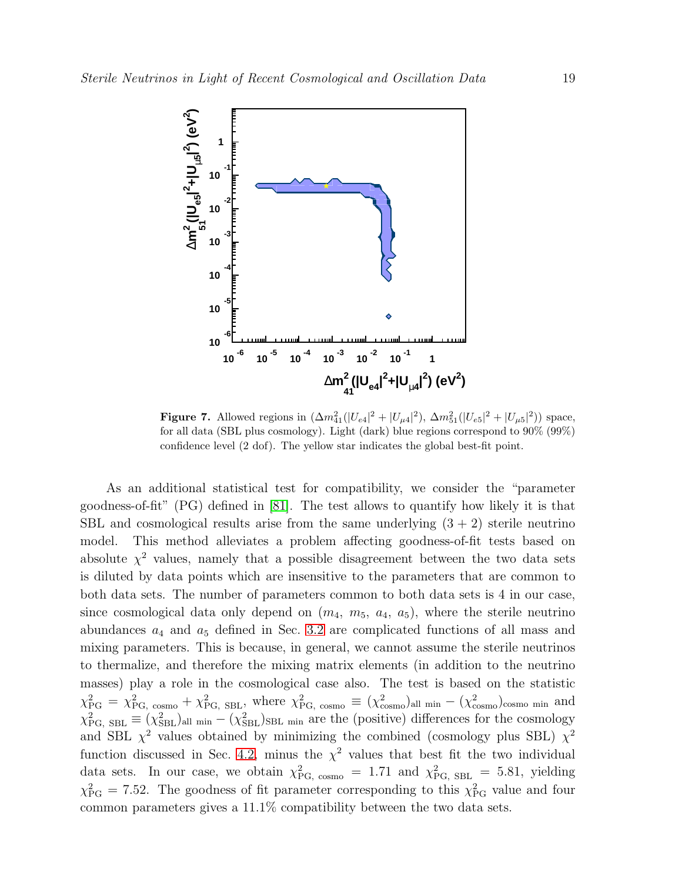**Figure 7.** Allowed regions in $(\Delta m^2_{41}(|U_{e4}|^2 + |U_{\mu4}|^2),\ \Delta m^2_{51}(|U_{e5}|^2 + |U_{\mu5}|^2))$ space, for all data (SBL plus cosmology). Light (dark) blue regions correspond to 90% (99%) confidence level (2 dof). The yellow star indicates the global best-fit point.

As an additional statistical test for compatibility, we consider the "parameter goodness-of-fit" (PG) defined in [81]. The test allows to quantify how likely it is that SBL and cosmological results arise from the same underlying $(3+2)$ sterile neutrino model. This method alleviates a problem affecting goodness-of-fit tests based on absolute $\chi^2$ values, namely that a possible disagreement between the two data sets is diluted by data points which are insensitive to the parameters that are common to both data sets. The number of parameters common to both data sets is 4 in our case, since cosmological data only depend on $(m_4,\ m_5,\ a_4,\ a_5)$, where the sterile neutrino abundances $a_4$ and $a_5$ defined in Sec. 3.2 are complicated functions of all mass and mixing parameters. This is because, in general, we cannot assume the sterile neutrinos to thermalize, and therefore the mixing matrix elements (in addition to the neutrino masses) play a role in the cosmological case also. The test is based on the statistic $\chi^2_{\rm PG} = \chi^2_{\rm PG,\ cosmo} + \chi^2_{\rm PG,\ SBL}$, where $\chi^2_{\rm PG,\ cosmo} \equiv (\chi^2_{\rm cosmo})_{\rm all\ min} - (\chi^2_{\rm cosmo})_{\rm cosmo\ min}$ and $\chi^2_{\rm PG,\ SBL} \equiv (\chi^2_{\rm SBL})_{\rm all\ min} - (\chi^2_{\rm SBL})_{\rm SBL\ min}$ are the (positive) differences for the cosmology and SBL $\chi^2$ values obtained by minimizing the combined (cosmology plus SBL) $\chi^2$ function discussed in Sec. 4.2, minus the $\chi^2$ values that best fit the two individual data sets. In our case, we obtain $\chi^2_{\rm PG,\ cosmo} = 1.71$ and $\chi^2_{\rm PG,\ SBL} = 5.81$, yielding $\chi^2_{\rm PG} = 7.52$. The goodness of fit parameter corresponding to this $\chi^2_{\rm PG}$ value and four common parameters gives a 11.1% compatibility between the two data sets.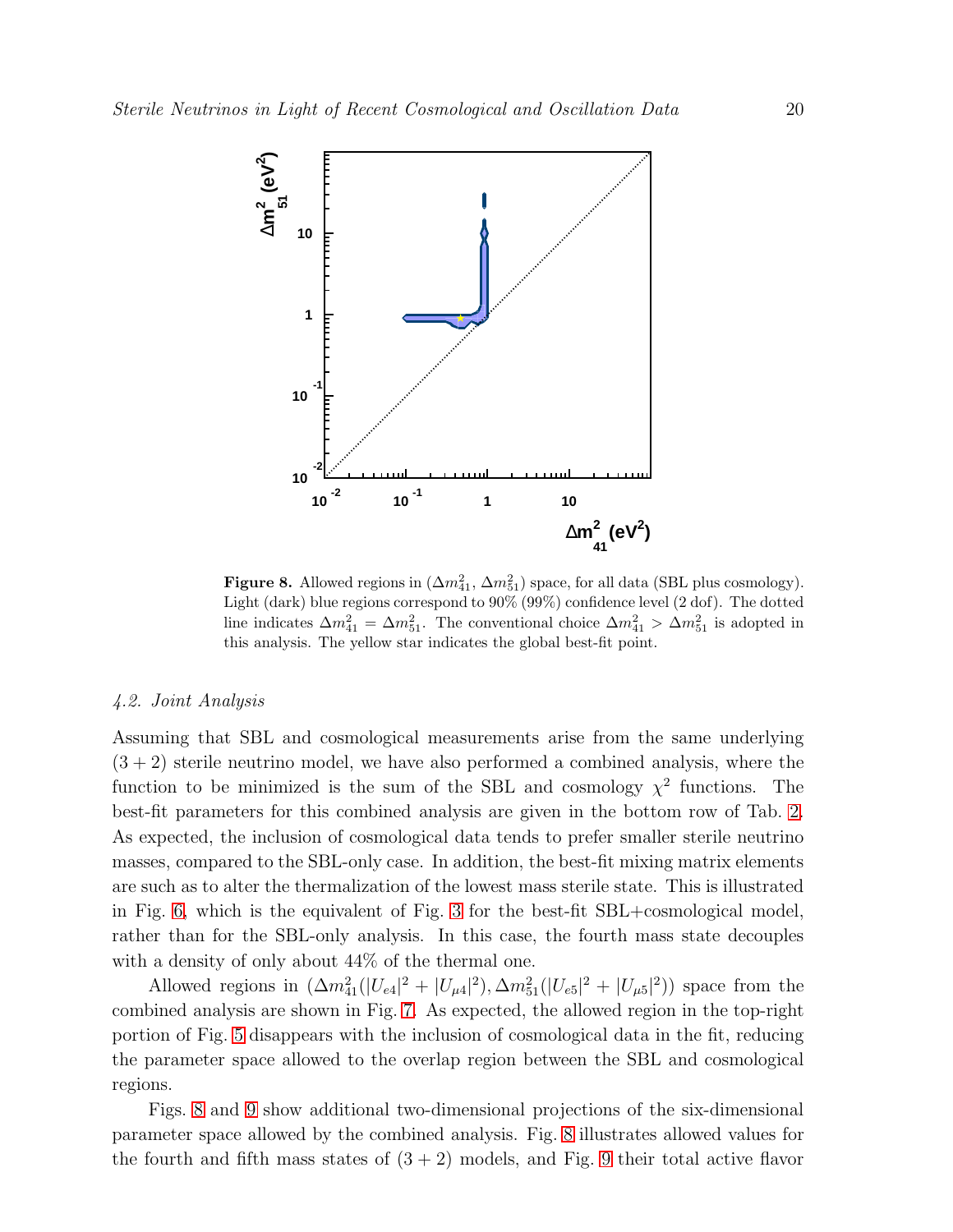**Figure 8.** Allowed regions in ($\Delta m^2_{41}$, $\Delta m^2_{51}$) space, for all data (SBL plus cosmology). Light (dark) blue regions correspond to 90% (99%) confidence level (2 dof). The dotted line indicates $\Delta m^2_{41} = \Delta m^2_{51}$. The conventional choice $\Delta m^2_{41} > \Delta m^2_{51}$ is adopted in this analysis. The yellow star indicates the global best-fit point.

### *4.2. Joint Analysis*

Assuming that SBL and cosmological measurements arise from the same underlying $(3+2)$ sterile neutrino model, we have also performed a combined analysis, where the function to be minimized is the sum of the SBL and cosmology $\chi^2$ functions. The best-fit parameters for this combined analysis are given in the bottom row of Tab. 2. As expected, the inclusion of cosmological data tends to prefer smaller sterile neutrino masses, compared to the SBL-only case. In addition, the best-fit mixing matrix elements are such as to alter the thermalization of the lowest mass sterile state. This is illustrated in Fig. 6, which is the equivalent of Fig. 3 for the best-fit SBL+cosmological model, rather than for the SBL-only analysis. In this case, the fourth mass state decouples with a density of only about 44% of the thermal one.

Allowed regions in $(\Delta m^2_{41}(|U_{e4}|^2 + |U_{\mu 4}|^2), \Delta m^2_{51}(|U_{e5}|^2 + |U_{\mu 5}|^2))$ space from the combined analysis are shown in Fig. 7. As expected, the allowed region in the top-right portion of Fig. 5 disappears with the inclusion of cosmological data in the fit, reducing the parameter space allowed to the overlap region between the SBL and cosmological regions.

Figs. 8 and 9 show additional two-dimensional projections of the six-dimensional parameter space allowed by the combined analysis. Fig. 8 illustrates allowed values for the fourth and fifth mass states of $(3+2)$ models, and Fig. 9 their total active flavor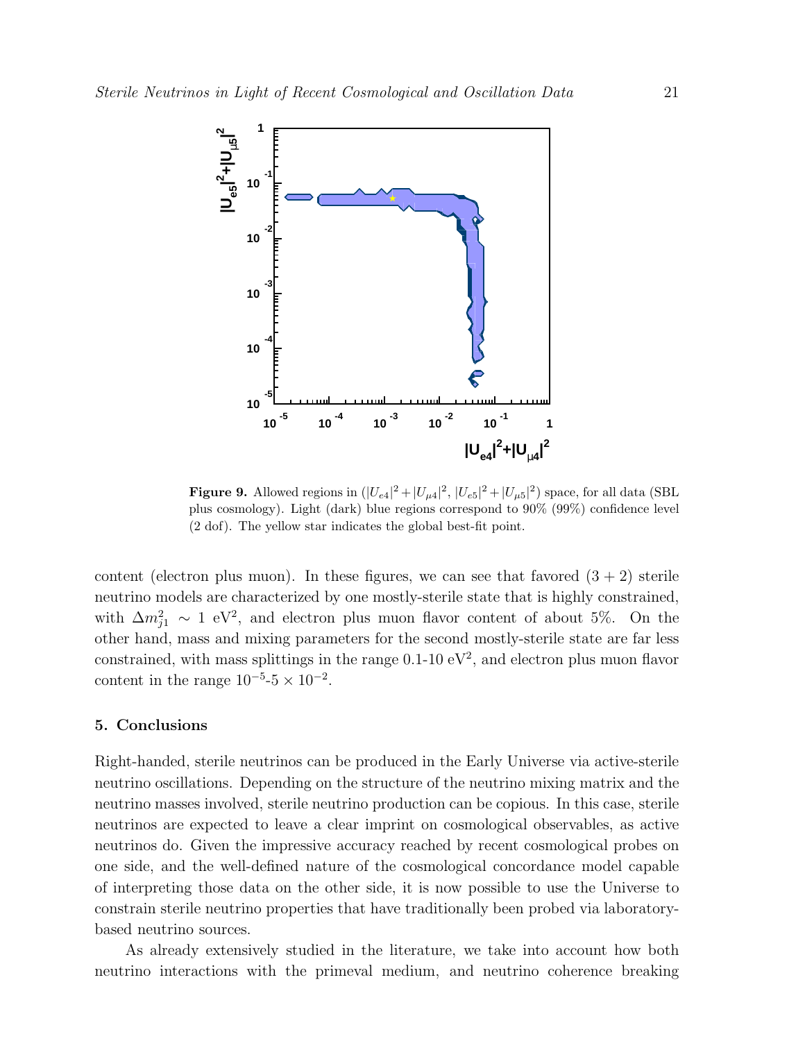**Figure 9.** Allowed regions in $(|U_{e4}|^2+|U_{\mu4}|^2, |U_{e5}|^2+|U_{\mu5}|^2)$ space, for all data (SBL plus cosmology). Light (dark) blue regions correspond to 90% (99%) confidence level (2 dof). The yellow star indicates the global best-fit point.

content (electron plus muon). In these figures, we can see that favored $(3+2)$ sterile neutrino models are characterized by one mostly-sterile state that is highly constrained, with $\Delta m^2_{j1} \sim 1$ eV$^2$, and electron plus muon flavor content of about 5%. On the other hand, mass and mixing parameters for the second mostly-sterile state are far less constrained, with mass splittings in the range 0.1-10 eV$^2$, and electron plus muon flavor content in the range $10^{-5}$-$5 \times 10^{-2}$.

## 5. Conclusions

Right-handed, sterile neutrinos can be produced in the Early Universe via active-sterile neutrino oscillations. Depending on the structure of the neutrino mixing matrix and the neutrino masses involved, sterile neutrino production can be copious. In this case, sterile neutrinos are expected to leave a clear imprint on cosmological observables, as active neutrinos do. Given the impressive accuracy reached by recent cosmological probes on one side, and the well-defined nature of the cosmological concordance model capable of interpreting those data on the other side, it is now possible to use the Universe to constrain sterile neutrino properties that have traditionally been probed via laboratory-based neutrino sources.

As already extensively studied in the literature, we take into account how both neutrino interactions with the primeval medium, and neutrino coherence breaking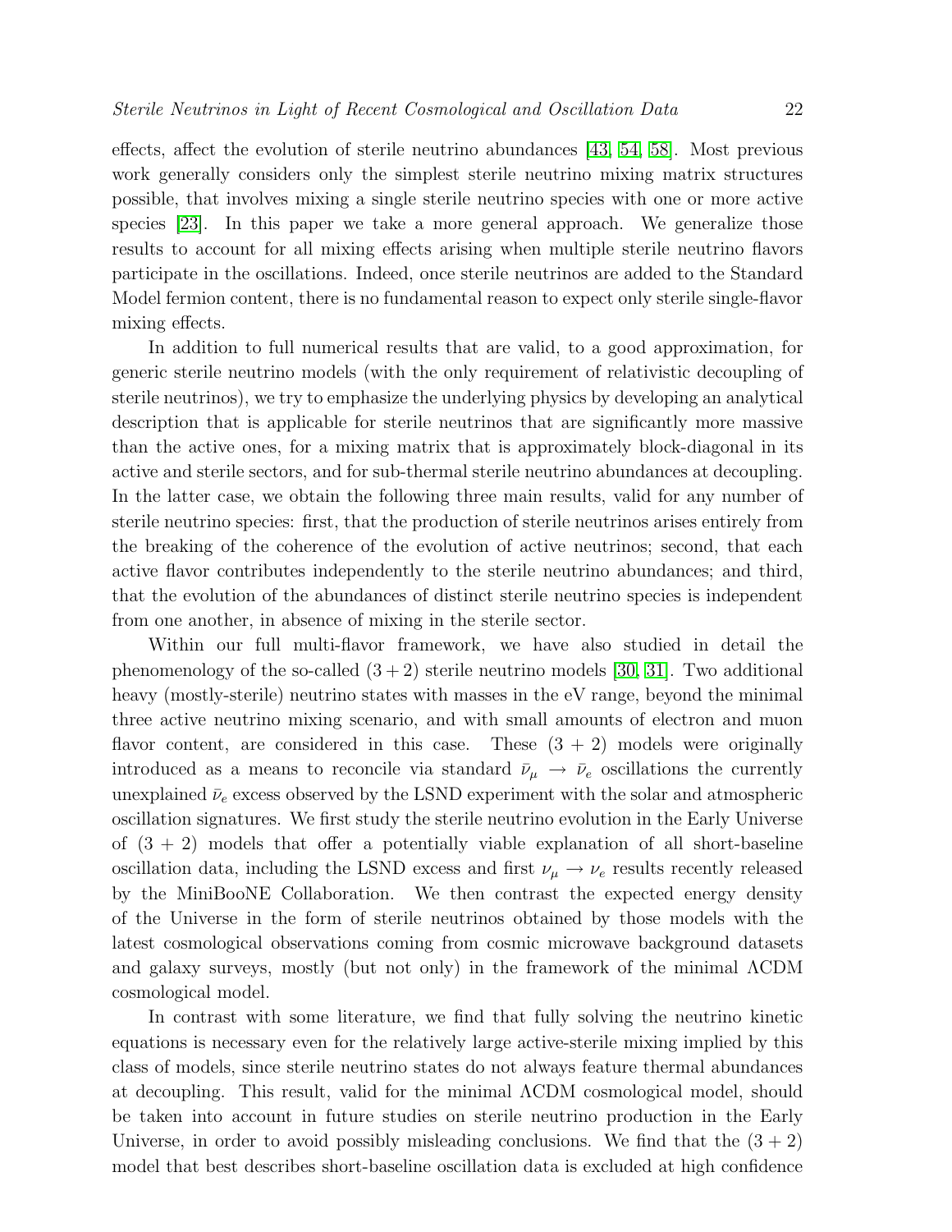effects, affect the evolution of sterile neutrino abundances [43, 54, 58]. Most previous work generally considers only the simplest sterile neutrino mixing matrix structures possible, that involves mixing a single sterile neutrino species with one or more active species [23]. In this paper we take a more general approach. We generalize those results to account for all mixing effects arising when multiple sterile neutrino flavors participate in the oscillations. Indeed, once sterile neutrinos are added to the Standard Model fermion content, there is no fundamental reason to expect only sterile single-flavor mixing effects.

In addition to full numerical results that are valid, to a good approximation, for generic sterile neutrino models (with the only requirement of relativistic decoupling of sterile neutrinos), we try to emphasize the underlying physics by developing an analytical description that is applicable for sterile neutrinos that are significantly more massive than the active ones, for a mixing matrix that is approximately block-diagonal in its active and sterile sectors, and for sub-thermal sterile neutrino abundances at decoupling. In the latter case, we obtain the following three main results, valid for any number of sterile neutrino species: first, that the production of sterile neutrinos arises entirely from the breaking of the coherence of the evolution of active neutrinos; second, that each active flavor contributes independently to the sterile neutrino abundances; and third, that the evolution of the abundances of distinct sterile neutrino species is independent from one another, in absence of mixing in the sterile sector.

Within our full multi-flavor framework, we have also studied in detail the phenomenology of the so-called $(3+2)$ sterile neutrino models [30, 31]. Two additional heavy (mostly-sterile) neutrino states with masses in the eV range, beyond the minimal three active neutrino mixing scenario, and with small amounts of electron and muon flavor content, are considered in this case. These $(3+2)$ models were originally introduced as a means to reconcile via standard $\bar{\nu}_\mu \rightarrow \bar{\nu}_e$ oscillations the currently unexplained $\bar{\nu}_e$ excess observed by the LSND experiment with the solar and atmospheric oscillation signatures. We first study the sterile neutrino evolution in the Early Universe of $(3+2)$ models that offer a potentially viable explanation of all short-baseline oscillation data, including the LSND excess and first $\nu_\mu \rightarrow \nu_e$ results recently released by the MiniBooNE Collaboration. We then contrast the expected energy density of the Universe in the form of sterile neutrinos obtained by those models with the latest cosmological observations coming from cosmic microwave background datasets and galaxy surveys, mostly (but not only) in the framework of the minimal ΛCDM cosmological model.

In contrast with some literature, we find that fully solving the neutrino kinetic equations is necessary even for the relatively large active-sterile mixing implied by this class of models, since sterile neutrino states do not always feature thermal abundances at decoupling. This result, valid for the minimal ΛCDM cosmological model, should be taken into account in future studies on sterile neutrino production in the Early Universe, in order to avoid possibly misleading conclusions. We find that the $(3+2)$ model that best describes short-baseline oscillation data is excluded at high confidence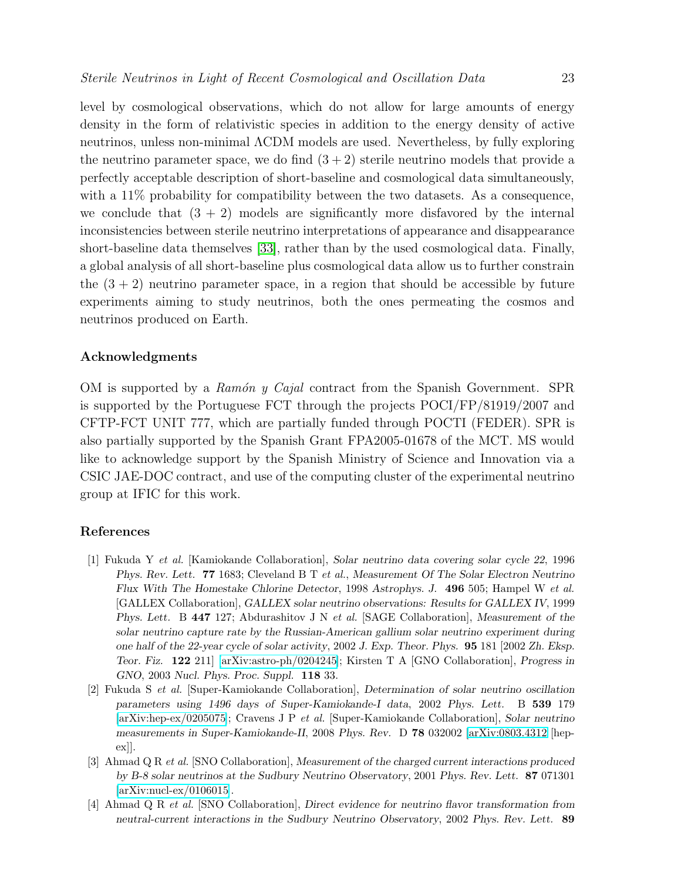level by cosmological observations, which do not allow for large amounts of energy density in the form of relativistic species in addition to the energy density of active neutrinos, unless non-minimal ΛCDM models are used. Nevertheless, by fully exploring the neutrino parameter space, we do find $(3+2)$ sterile neutrino models that provide a perfectly acceptable description of short-baseline and cosmological data simultaneously, with a 11% probability for compatibility between the two datasets. As a consequence, we conclude that $(3+2)$ models are significantly more disfavored by the internal inconsistencies between sterile neutrino interpretations of appearance and disappearance short-baseline data themselves [33], rather than by the used cosmological data. Finally, a global analysis of all short-baseline plus cosmological data allow us to further constrain the $(3+2)$ neutrino parameter space, in a region that should be accessible by future experiments aiming to study neutrinos, both the ones permeating the cosmos and neutrinos produced on Earth.

### Acknowledgments

OM is supported by a *Ramón y Cajal* contract from the Spanish Government. SPR is supported by the Portuguese FCT through the projects POCI/FP/81919/2007 and CFTP-FCT UNIT 777, which are partially funded through POCTI (FEDER). SPR is also partially supported by the Spanish Grant FPA2005-01678 of the MCT. MS would like to acknowledge support by the Spanish Ministry of Science and Innovation via a CSIC JAE-DOC contract, and use of the computing cluster of the experimental neutrino group at IFIC for this work.

### References

[1] Fukuda Y *et al.* [Kamiokande Collaboration], *Solar neutrino data covering solar cycle 22*, 1996 *Phys. Rev. Lett.* **77** 1683; Cleveland B T *et al.*, *Measurement Of The Solar Electron Neutrino Flux With The Homestake Chlorine Detector*, 1998 *Astrophys. J.* **496** 505; Hampel W *et al.* [GALLEX Collaboration], *GALLEX solar neutrino observations: Results for GALLEX IV*, 1999 *Phys. Lett.* B **447** 127; Abdurashitov J N *et al.* [SAGE Collaboration], *Measurement of the solar neutrino capture rate by the Russian-American gallium solar neutrino experiment during one half of the 22-year cycle of solar activity*, 2002 *J. Exp. Theor. Phys.* **95** 181 [2002 *Zh. Eksp. Teor. Fiz.* **122** 211] [arXiv:astro-ph/0204245]; Kirsten T A [GNO Collaboration], *Progress in GNO*, 2003 *Nucl. Phys. Proc. Suppl.* **118** 33.

[2] Fukuda S *et al.* [Super-Kamiokande Collaboration], *Determination of solar neutrino oscillation parameters using 1496 days of Super-Kamiokande-I data*, 2002 *Phys. Lett.* B **539** 179 [arXiv:hep-ex/0205075]; Cravens J P *et al.* [Super-Kamiokande Collaboration], *Solar neutrino measurements in Super-Kamiokande-II*, 2008 *Phys. Rev.* D **78** 032002 [arXiv:0803.4312 [hep-ex]].

[3] Ahmad Q R *et al.* [SNO Collaboration], *Measurement of the charged current interactions produced by B-8 solar neutrinos at the Sudbury Neutrino Observatory*, 2001 *Phys. Rev. Lett.* **87** 071301 [arXiv:nucl-ex/0106015].

[4] Ahmad Q R *et al.* [SNO Collaboration], *Direct evidence for neutrino flavor transformation from neutral-current interactions in the Sudbury Neutrino Observatory*, 2002 *Phys. Rev. Lett.* **89**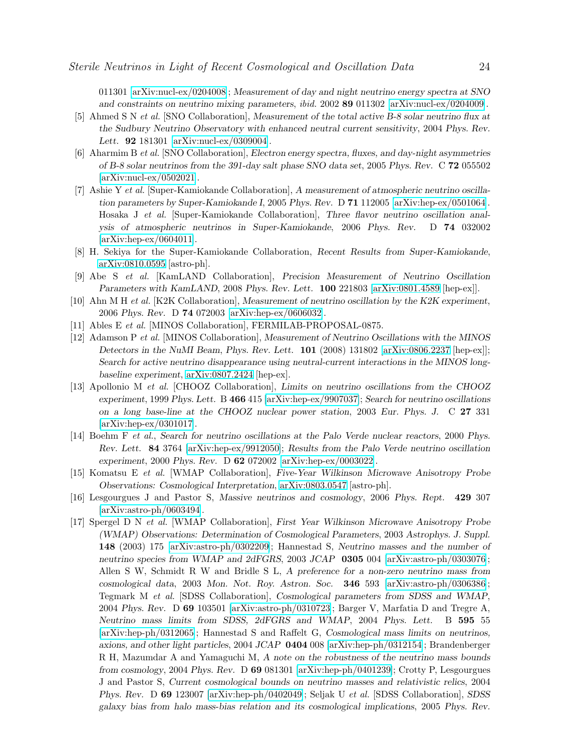011301 [arXiv:nucl-ex/0204008]; *Measurement of day and night neutrino energy spectra at SNO and constraints on neutrino mixing parameters*, *ibid.* 2002 **89** 011302 [arXiv:nucl-ex/0204009].

[5] Ahmed S N *et al.* [SNO Collaboration], *Measurement of the total active B-8 solar neutrino flux at the Sudbury Neutrino Observatory with enhanced neutral current sensitivity*, 2004 *Phys. Rev. Lett.* **92** 181301 [arXiv:nucl-ex/0309004].

[6] Aharmim B *et al.* [SNO Collaboration], *Electron energy spectra, fluxes, and day-night asymmetries of B-8 solar neutrinos from the 391-day salt phase SNO data set*, 2005 *Phys. Rev.* C **72** 055502 [arXiv:nucl-ex/0502021].

[7] Ashie Y *et al.* [Super-Kamiokande Collaboration], *A measurement of atmospheric neutrino oscillation parameters by Super-Kamiokande I*, 2005 *Phys. Rev.* D **71** 112005 [arXiv:hep-ex/0501064]. Hosaka J *et al.* [Super-Kamiokande Collaboration], *Three flavor neutrino oscillation analysis of atmospheric neutrinos in Super-Kamiokande*, 2006 *Phys. Rev.* D **74** 032002 [arXiv:hep-ex/0604011].

[8] H. Sekiya for the Super-Kamiokande Collaboration, *Recent Results from Super-Kamiokande*, arXiv:0810.0595 [astro-ph].

[9] Abe S *et al.* [KamLAND Collaboration], *Precision Measurement of Neutrino Oscillation Parameters with KamLAND*, 2008 *Phys. Rev. Lett.* **100** 221803 [arXiv:0801.4589 [hep-ex]].

[10] Ahn M H *et al.* [K2K Collaboration], *Measurement of neutrino oscillation by the K2K experiment*, 2006 *Phys. Rev.* D **74** 072003 [arXiv:hep-ex/0606032].

[11] Ables E *et al.* [MINOS Collaboration], FERMILAB-PROPOSAL-0875.

[12] Adamson P *et al.* [MINOS Collaboration], *Measurement of Neutrino Oscillations with the MINOS Detectors in the NuMI Beam*, *Phys. Rev. Lett.* **101** (2008) 131802 [arXiv:0806.2237 [hep-ex]]; *Search for active neutrino disappearance using neutral-current interactions in the MINOS long-baseline experiment*, arXiv:0807.2424 [hep-ex].

[13] Apollonio M *et al.* [CHOOZ Collaboration], *Limits on neutrino oscillations from the CHOOZ experiment*, 1999 *Phys. Lett.* B **466** 415 [arXiv:hep-ex/9907037]; *Search for neutrino oscillations on a long base-line at the CHOOZ nuclear power station*, 2003 *Eur. Phys. J.* C **27** 331 [arXiv:hep-ex/0301017].

[14] Boehm F *et al.*, *Search for neutrino oscillations at the Palo Verde nuclear reactors*, 2000 *Phys. Rev. Lett.* **84** 3764 [arXiv:hep-ex/9912050]; *Results from the Palo Verde neutrino oscillation experiment*, 2000 *Phys. Rev.* D **62** 072002 [arXiv:hep-ex/0003022].

[15] Komatsu E *et al.* [WMAP Collaboration], *Five-Year Wilkinson Microwave Anisotropy Probe Observations: Cosmological Interpretation*, arXiv:0803.0547 [astro-ph].

[16] Lesgourgues J and Pastor S, *Massive neutrinos and cosmology*, 2006 *Phys. Rept.* **429** 307 [arXiv:astro-ph/0603494].

[17] Spergel D N *et al.* [WMAP Collaboration], *First Year Wilkinson Microwave Anisotropy Probe (WMAP) Observations: Determination of Cosmological Parameters*, 2003 *Astrophys. J. Suppl.* **148** (2003) 175 [arXiv:astro-ph/0302209]; Hannestad S, *Neutrino masses and the number of neutrino species from WMAP and 2dFGRS*, 2003 *JCAP* **0305** 004 [arXiv:astro-ph/0303076]; Allen S W, Schmidt R W and Bridle S L, *A preference for a non-zero neutrino mass from cosmological data*, 2003 *Mon. Not. Roy. Astron. Soc.* **346** 593 [arXiv:astro-ph/0306386]; Tegmark M *et al.* [SDSS Collaboration], *Cosmological parameters from SDSS and WMAP*, 2004 *Phys. Rev.* D **69** 103501 [arXiv:astro-ph/0310723]; Barger V, Marfatia D and Tregre A, *Neutrino mass limits from SDSS, 2dFGRS and WMAP*, 2004 *Phys. Lett.* B **595** 55 [arXiv:hep-ph/0312065]; Hannestad S and Raffelt G, *Cosmological mass limits on neutrinos, axions, and other light particles*, 2004 *JCAP* **0404** 008 [arXiv:hep-ph/0312154]; Brandenberger R H, Mazumdar A and Yamaguchi M, *A note on the robustness of the neutrino mass bounds from cosmology*, 2004 *Phys. Rev.* D **69** 081301 [arXiv:hep-ph/0401239]; Crotty P, Lesgourgues J and Pastor S, *Current cosmological bounds on neutrino masses and relativistic relics*, 2004 *Phys. Rev.* D **69** 123007 [arXiv:hep-ph/0402049]; Seljak U *et al.* [SDSS Collaboration], *SDSS galaxy bias from halo mass-bias relation and its cosmological implications*, 2005 *Phys. Rev.*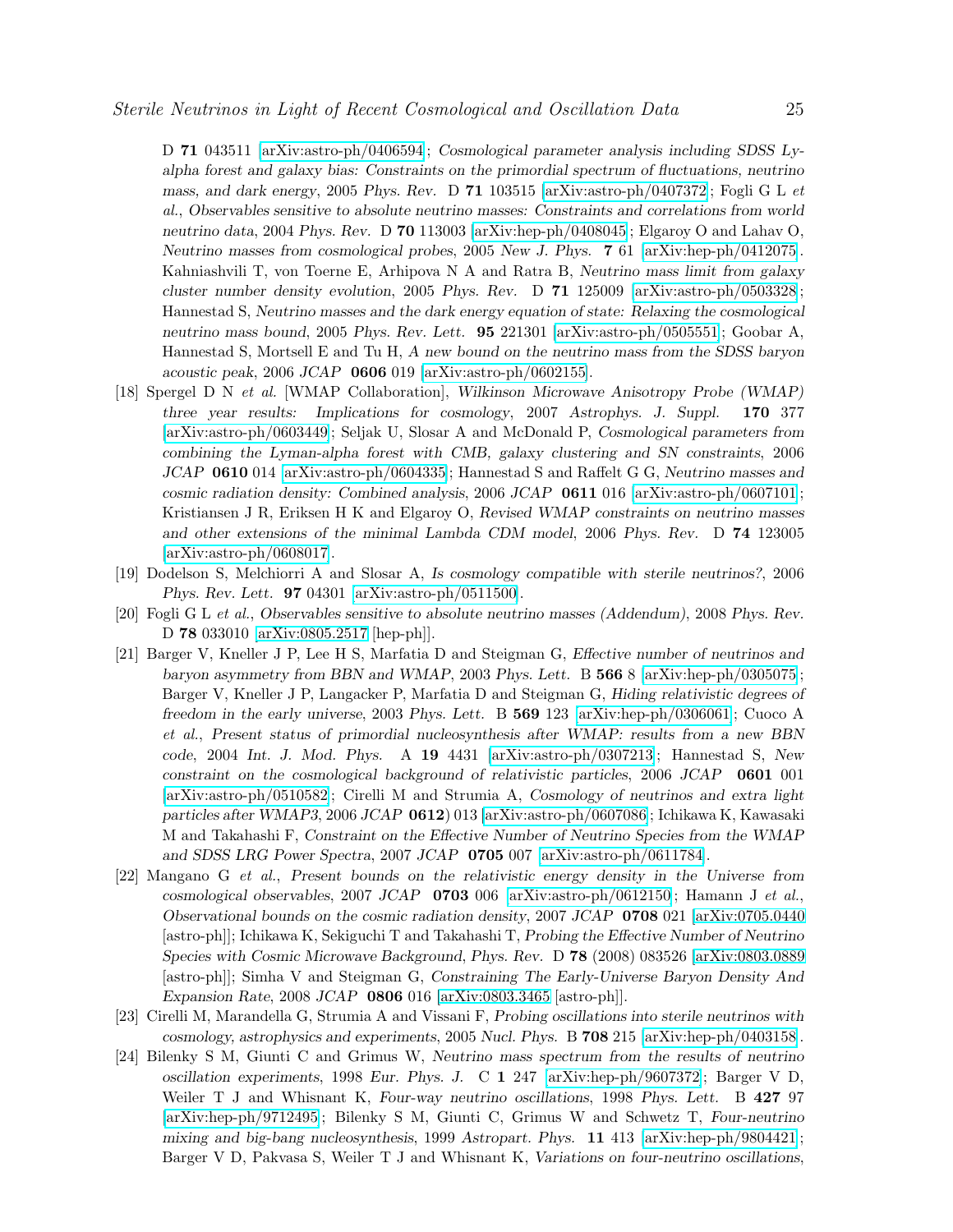D **71** 043511 [arXiv:astro-ph/0406594]; *Cosmological parameter analysis including SDSS Ly-alpha forest and galaxy bias: Constraints on the primordial spectrum of fluctuations, neutrino mass, and dark energy*, 2005 *Phys. Rev.* D **71** 103515 [arXiv:astro-ph/0407372]; Fogli G L *et al.*, *Observables sensitive to absolute neutrino masses: Constraints and correlations from world neutrino data*, 2004 *Phys. Rev.* D **70** 113003 [arXiv:hep-ph/0408045]; Elgaroy O and Lahav O, *Neutrino masses from cosmological probes*, 2005 *New J. Phys.* **7** 61 [arXiv:hep-ph/0412075]. Kahniashvili T, von Toerne E, Arhipova N A and Ratra B, *Neutrino mass limit from galaxy cluster number density evolution*, 2005 *Phys. Rev.* D **71** 125009 [arXiv:astro-ph/0503328]; Hannestad S, *Neutrino masses and the dark energy equation of state: Relaxing the cosmological neutrino mass bound*, 2005 *Phys. Rev. Lett.* **95** 221301 [arXiv:astro-ph/0505551]; Goobar A, Hannestad S, Mortsell E and Tu H, *A new bound on the neutrino mass from the SDSS baryon acoustic peak*, 2006 *JCAP* **0606** 019 [arXiv:astro-ph/0602155].

[18] Spergel D N *et al.* [WMAP Collaboration], *Wilkinson Microwave Anisotropy Probe (WMAP) three year results: Implications for cosmology*, 2007 *Astrophys. J. Suppl.* **170** 377 [arXiv:astro-ph/0603449]; Seljak U, Slosar A and McDonald P, *Cosmological parameters from combining the Lyman-alpha forest with CMB, galaxy clustering and SN constraints*, 2006 *JCAP* **0610** 014 [arXiv:astro-ph/0604335]; Hannestad S and Raffelt G G, *Neutrino masses and cosmic radiation density: Combined analysis*, 2006 *JCAP* **0611** 016 [arXiv:astro-ph/0607101]; Kristiansen J R, Eriksen H K and Elgaroy O, *Revised WMAP constraints on neutrino masses and other extensions of the minimal Lambda CDM model*, 2006 *Phys. Rev.* D **74** 123005 [arXiv:astro-ph/0608017].

[19] Dodelson S, Melchiorri A and Slosar A, *Is cosmology compatible with sterile neutrinos?*, 2006 *Phys. Rev. Lett.* **97** 04301 [arXiv:astro-ph/0511500].

[20] Fogli G L *et al.*, *Observables sensitive to absolute neutrino masses (Addendum)*, 2008 *Phys. Rev.* D **78** 033010 [arXiv:0805.2517 [hep-ph]].

[21] Barger V, Kneller J P, Lee H S, Marfatia D and Steigman G, *Effective number of neutrinos and baryon asymmetry from BBN and WMAP*, 2003 *Phys. Lett.* B **566** 8 [arXiv:hep-ph/0305075]; Barger V, Kneller J P, Langacker P, Marfatia D and Steigman G, *Hiding relativistic degrees of freedom in the early universe*, 2003 *Phys. Lett.* B **569** 123 [arXiv:hep-ph/0306061]; Cuoco A *et al.*, *Present status of primordial nucleosynthesis after WMAP: results from a new BBN code*, 2004 *Int. J. Mod. Phys.* A **19** 4431 [arXiv:astro-ph/0307213]; Hannestad S, *New constraint on the cosmological background of relativistic particles*, 2006 *JCAP* **0601** 001 [arXiv:astro-ph/0510582]; Cirelli M and Strumia A, *Cosmology of neutrinos and extra light particles after WMAP3*, 2006 *JCAP* **0612**) 013 [arXiv:astro-ph/0607086]; Ichikawa K, Kawasaki M and Takahashi F, *Constraint on the Effective Number of Neutrino Species from the WMAP and SDSS LRG Power Spectra*, 2007 *JCAP* **0705** 007 [arXiv:astro-ph/0611784].

[22] Mangano G *et al.*, *Present bounds on the relativistic energy density in the Universe from cosmological observables*, 2007 *JCAP* **0703** 006 [arXiv:astro-ph/0612150]; Hamann J *et al.*, *Observational bounds on the cosmic radiation density*, 2007 *JCAP* **0708** 021 [arXiv:0705.0440 [astro-ph]]; Ichikawa K, Sekiguchi T and Takahashi T, *Probing the Effective Number of Neutrino Species with Cosmic Microwave Background*, *Phys. Rev.* D **78** (2008) 083526 [arXiv:0803.0889 [astro-ph]]; Simha V and Steigman G, *Constraining The Early-Universe Baryon Density And Expansion Rate*, 2008 *JCAP* **0806** 016 [arXiv:0803.3465 [astro-ph]].

[23] Cirelli M, Marandella G, Strumia A and Vissani F, *Probing oscillations into sterile neutrinos with cosmology, astrophysics and experiments*, 2005 *Nucl. Phys.* B **708** 215 [arXiv:hep-ph/0403158].

[24] Bilenky S M, Giunti C and Grimus W, *Neutrino mass spectrum from the results of neutrino oscillation experiments*, 1998 *Eur. Phys. J.* C **1** 247 [arXiv:hep-ph/9607372]; Barger V D, Weiler T J and Whisnant K, *Four-way neutrino oscillations*, 1998 *Phys. Lett.* B **427** 97 [arXiv:hep-ph/9712495]; Bilenky S M, Giunti C, Grimus W and Schwetz T, *Four-neutrino mixing and big-bang nucleosynthesis*, 1999 *Astropart. Phys.* **11** 413 [arXiv:hep-ph/9804421]; Barger V D, Pakvasa S, Weiler T J and Whisnant K, *Variations on four-neutrino oscillations*,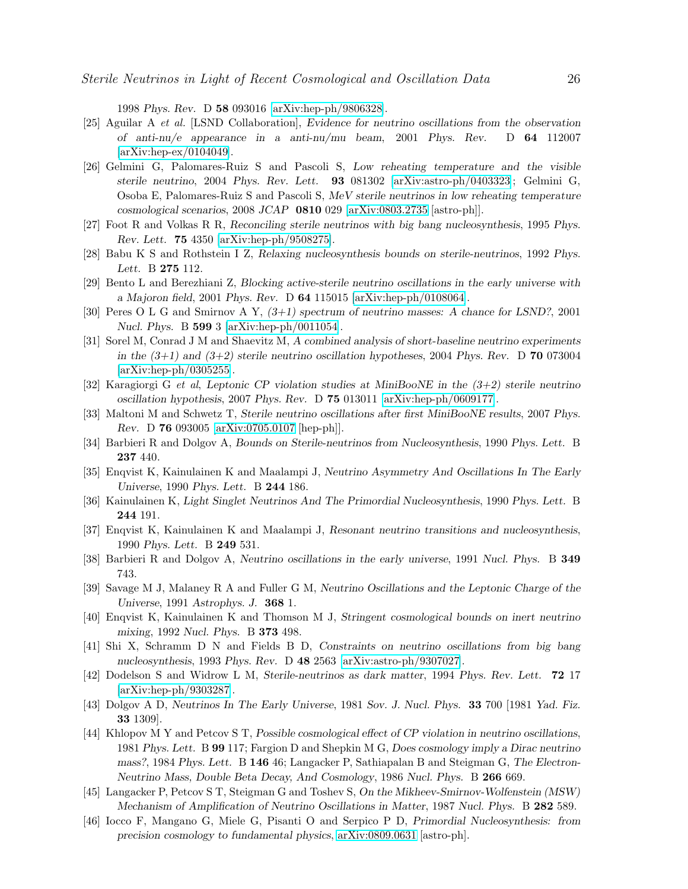1998 *Phys. Rev.* D **58** 093016 [arXiv:hep-ph/9806328].

[25] Aguilar A *et al.* [LSND Collaboration], *Evidence for neutrino oscillations from the observation of anti-nu/e appearance in a anti-nu/mu beam*, 2001 *Phys. Rev.* D **64** 112007 [arXiv:hep-ex/0104049].

[26] Gelmini G, Palomares-Ruiz S and Pascoli S, *Low reheating temperature and the visible sterile neutrino*, 2004 *Phys. Rev. Lett.* **93** 081302 [arXiv:astro-ph/0403323; Gelmini G, Osoba E, Palomares-Ruiz S and Pascoli S, *MeV sterile neutrinos in low reheating temperature cosmological scenarios*, 2008 *JCAP* **0810** 029 [arXiv:0803.2735 [astro-ph]].

[27] Foot R and Volkas R R, *Reconciling sterile neutrinos with big bang nucleosynthesis*, 1995 *Phys. Rev. Lett.* **75** 4350 [arXiv:hep-ph/9508275].

[28] Babu K S and Rothstein I Z, *Relaxing nucleosynthesis bounds on sterile-neutrinos*, 1992 *Phys. Lett.* B **275** 112.

[29] Bento L and Berezhiani Z, *Blocking active-sterile neutrino oscillations in the early universe with a Majoron field*, 2001 *Phys. Rev.* D **64** 115015 [arXiv:hep-ph/0108064].

[30] Peres O L G and Smirnov A Y, *(3+1) spectrum of neutrino masses: A chance for LSND?*, 2001 *Nucl. Phys.* B **599** 3 [arXiv:hep-ph/0011054].

[31] Sorel M, Conrad J M and Shaevitz M, *A combined analysis of short-baseline neutrino experiments in the (3+1) and (3+2) sterile neutrino oscillation hypotheses*, 2004 *Phys. Rev.* D **70** 073004 [arXiv:hep-ph/0305255].

[32] Karagiorgi G *et al*, *Leptonic CP violation studies at MiniBooNE in the (3+2) sterile neutrino oscillation hypothesis*, 2007 *Phys. Rev.* D **75** 013011 [arXiv:hep-ph/0609177].

[33] Maltoni M and Schwetz T, *Sterile neutrino oscillations after first MiniBooNE results*, 2007 *Phys. Rev.* D **76** 093005 [arXiv:0705.0107 [hep-ph]].

[34] Barbieri R and Dolgov A, *Bounds on Sterile-neutrinos from Nucleosynthesis*, 1990 *Phys. Lett.* B **237** 440.

[35] Enqvist K, Kainulainen K and Maalampi J, *Neutrino Asymmetry And Oscillations In The Early Universe*, 1990 *Phys. Lett.* B **244** 186.

[36] Kainulainen K, *Light Singlet Neutrinos And The Primordial Nucleosynthesis*, 1990 *Phys. Lett.* B **244** 191.

[37] Enqvist K, Kainulainen K and Maalampi J, *Resonant neutrino transitions and nucleosynthesis*, 1990 *Phys. Lett.* B **249** 531.

[38] Barbieri R and Dolgov A, *Neutrino oscillations in the early universe*, 1991 *Nucl. Phys.* B **349** 743.

[39] Savage M J, Malaney R A and Fuller G M, *Neutrino Oscillations and the Leptonic Charge of the Universe*, 1991 *Astrophys. J.* **368** 1.

[40] Enqvist K, Kainulainen K and Thomson M J, *Stringent cosmological bounds on inert neutrino mixing*, 1992 *Nucl. Phys.* B **373** 498.

[41] Shi X, Schramm D N and Fields B D, *Constraints on neutrino oscillations from big bang nucleosynthesis*, 1993 *Phys. Rev.* D **48** 2563 [arXiv:astro-ph/9307027].

[42] Dodelson S and Widrow L M, *Sterile-neutrinos as dark matter*, 1994 *Phys. Rev. Lett.* **72** 17 [arXiv:hep-ph/9303287].

[43] Dolgov A D, *Neutrinos In The Early Universe*, 1981 *Sov. J. Nucl. Phys.* **33** 700 [1981 *Yad. Fiz.* **33** 1309].

[44] Khlopov M Y and Petcov S T, *Possible cosmological effect of CP violation in neutrino oscillations*, 1981 *Phys. Lett.* B **99** 117; Fargion D and Shepkin M G, *Does cosmology imply a Dirac neutrino mass?*, 1984 *Phys. Lett.* B **146** 46; Langacker P, Sathiapalan B and Steigman G, *The Electron-Neutrino Mass, Double Beta Decay, And Cosmology*, 1986 *Nucl. Phys.* B **266** 669.

[45] Langacker P, Petcov S T, Steigman G and Toshev S, *On the Mikheev-Smirnov-Wolfenstein (MSW) Mechanism of Amplification of Neutrino Oscillations in Matter*, 1987 *Nucl. Phys.* B **282** 589.

[46] Iocco F, Mangano G, Miele G, Pisanti O and Serpico P D, *Primordial Nucleosynthesis: from precision cosmology to fundamental physics*, arXiv:0809.0631 [astro-ph].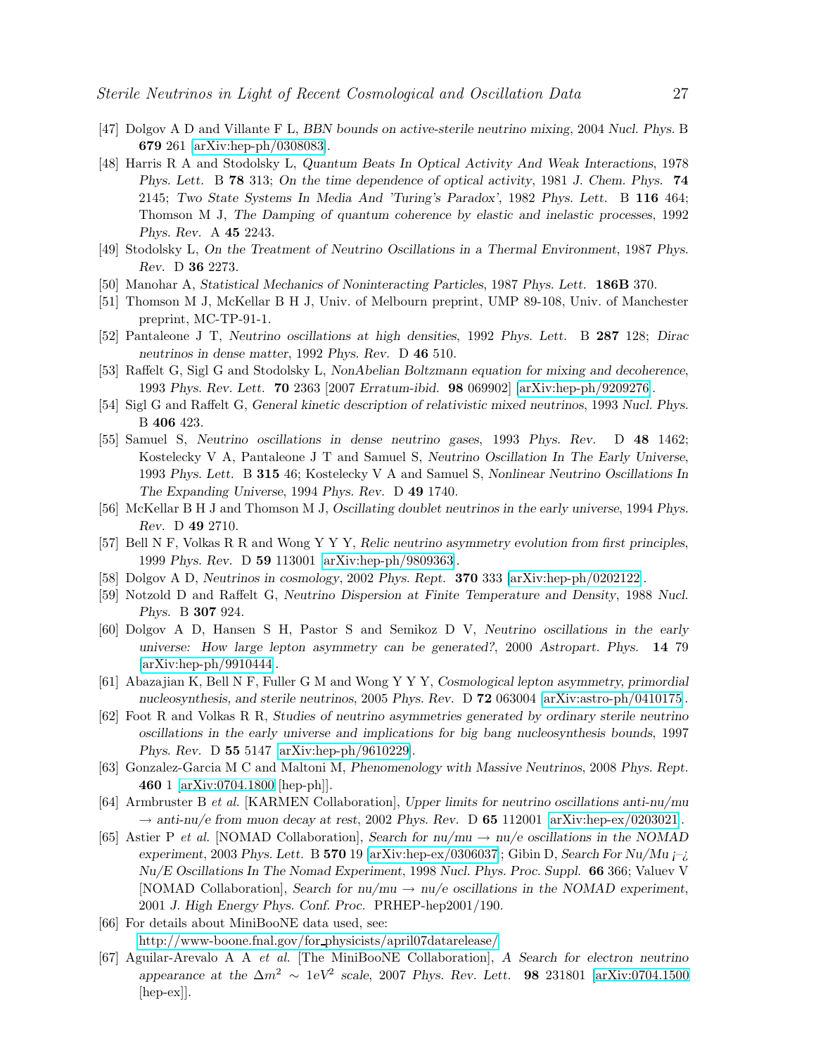[47] Dolgov A D and Villante F L, *BBN bounds on active-sterile neutrino mixing*, 2004 *Nucl. Phys.* B **679** 261 [arXiv:hep-ph/0308083].

[48] Harris R A and Stodolsky L, *Quantum Beats In Optical Activity And Weak Interactions*, 1978 *Phys. Lett.* B **78** 313; *On the time dependence of optical activity*, 1981 *J. Chem. Phys.* **74** 2145; *Two State Systems In Media And 'Turing's Paradox'*, 1982 *Phys. Lett.* B **116** 464; Thomson M J, *The Damping of quantum coherence by elastic and inelastic processes*, 1992 *Phys. Rev.* A **45** 2243.

[49] Stodolsky L, *On the Treatment of Neutrino Oscillations in a Thermal Environment*, 1987 *Phys. Rev.* D **36** 2273.

[50] Manohar A, *Statistical Mechanics of Noninteracting Particles*, 1987 *Phys. Lett.* **186B** 370.

[51] Thomson M J, McKellar B H J, Univ. of Melbourn preprint, UMP 89-108, Univ. of Manchester preprint, MC-TP-91-1.

[52] Pantaleone J T, *Neutrino oscillations at high densities*, 1992 *Phys. Lett.* B **287** 128; *Dirac neutrinos in dense matter*, 1992 *Phys. Rev.* D **46** 510.

[53] Raffelt G, Sigl G and Stodolsky L, *NonAbelian Boltzmann equation for mixing and decoherence*, 1993 *Phys. Rev. Lett.* **70** 2363 [2007 *Erratum-ibid.* **98** 069902] [arXiv:hep-ph/9209276].

[54] Sigl G and Raffelt G, *General kinetic description of relativistic mixed neutrinos*, 1993 *Nucl. Phys.* B **406** 423.

[55] Samuel S, *Neutrino oscillations in dense neutrino gases*, 1993 *Phys. Rev.* D **48** 1462; Kostelecky V A, Pantaleone J T and Samuel S, *Neutrino Oscillation In The Early Universe*, 1993 *Phys. Lett.* B **315** 46; Kostelecky V A and Samuel S, *Nonlinear Neutrino Oscillations In The Expanding Universe*, 1994 *Phys. Rev.* D **49** 1740.

[56] McKellar B H J and Thomson M J, *Oscillating doublet neutrinos in the early universe*, 1994 *Phys. Rev.* D **49** 2710.

[57] Bell N F, Volkas R R and Wong Y Y Y, *Relic neutrino asymmetry evolution from first principles*, 1999 *Phys. Rev.* D **59** 113001 [arXiv:hep-ph/9809363].

[58] Dolgov A D, *Neutrinos in cosmology*, 2002 *Phys. Rept.* **370** 333 [arXiv:hep-ph/0202122].

[59] Notzold D and Raffelt G, *Neutrino Dispersion at Finite Temperature and Density*, 1988 *Nucl. Phys.* B **307** 924.

[60] Dolgov A D, Hansen S H, Pastor S and Semikoz D V, *Neutrino oscillations in the early universe: How large lepton asymmetry can be generated?*, 2000 *Astropart. Phys.* **14** 79 [arXiv:hep-ph/9910444].

[61] Abazajian K, Bell N F, Fuller G M and Wong Y Y Y, *Cosmological lepton asymmetry, primordial nucleosynthesis, and sterile neutrinos*, 2005 *Phys. Rev.* D **72** 063004 [arXiv:astro-ph/0410175].

[62] Foot R and Volkas R R, *Studies of neutrino asymmetries generated by ordinary sterile neutrino oscillations in the early universe and implications for big bang nucleosynthesis bounds*, 1997 *Phys. Rev.* D **55** 5147 [arXiv:hep-ph/9610229].

[63] Gonzalez-Garcia M C and Maltoni M, *Phenomenology with Massive Neutrinos*, 2008 *Phys. Rept.* **460** 1 [arXiv:0704.1800 [hep-ph]].

[64] Armbruster B *et al.* [KARMEN Collaboration], *Upper limits for neutrino oscillations anti-nu/mu → anti-nu/e from muon decay at rest*, 2002 *Phys. Rev.* D **65** 112001 [arXiv:hep-ex/0203021].

[65] Astier P *et al.* [NOMAD Collaboration], *Search for nu/mu → nu/e oscillations in the NOMAD experiment*, 2003 *Phys. Lett.* B **570** 19 [arXiv:hep-ex/0306037]; Gibin D, *Search For Nu/Mu ¡–¿ Nu/E Oscillations In The Nomad Experiment*, 1998 *Nucl. Phys. Proc. Suppl.* **66** 366; Valuev V [NOMAD Collaboration], *Search for nu/mu → nu/e oscillations in the NOMAD experiment*, 2001 *J. High Energy Phys. Conf. Proc.* PRHEP-hep2001/190.

[66] For details about MiniBooNE data used, see: http://www-boone.fnal.gov/for_physicists/april07datarelease/

[67] Aguilar-Arevalo A A *et al.* [The MiniBooNE Collaboration], *A Search for electron neutrino appearance at the $\Delta m^2 \sim 1eV^2$ scale*, 2007 *Phys. Rev. Lett.* **98** 231801 [arXiv:0704.1500 [hep-ex]].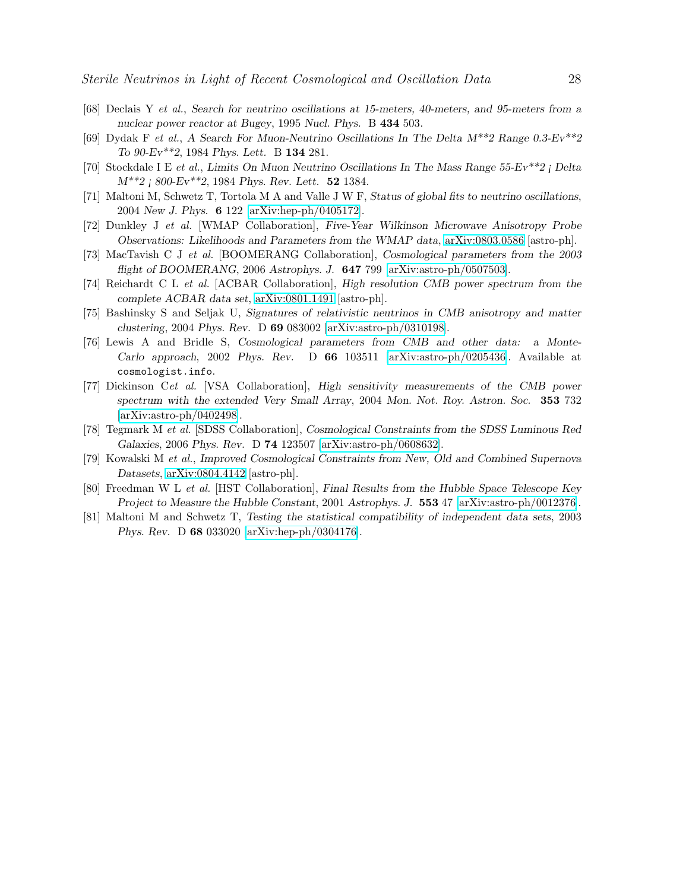[68] Declais Y *et al.*, *Search for neutrino oscillations at 15-meters, 40-meters, and 95-meters from a nuclear power reactor at Bugey*, 1995 *Nucl. Phys.* B **434** 503.

[69] Dydak F *et al.*, *A Search For Muon-Neutrino Oscillations In The Delta M**2 Range 0.3-Ev**2 To 90-Ev**2*, 1984 *Phys. Lett.* B **134** 281.

[70] Stockdale I E *et al.*, *Limits On Muon Neutrino Oscillations In The Mass Range 55-Ev**2 ¡ Delta M**2 ¡ 800-Ev**2*, 1984 *Phys. Rev. Lett.* **52** 1384.

[71] Maltoni M, Schwetz T, Tortola M A and Valle J W F, *Status of global fits to neutrino oscillations*, 2004 *New J. Phys.* **6** 122 [arXiv:hep-ph/0405172].

[72] Dunkley J *et al.* [WMAP Collaboration], *Five-Year Wilkinson Microwave Anisotropy Probe Observations: Likelihoods and Parameters from the WMAP data*, arXiv:0803.0586 [astro-ph].

[73] MacTavish C J *et al.* [BOOMERANG Collaboration], *Cosmological parameters from the 2003 flight of BOOMERANG*, 2006 *Astrophys. J.* **647** 799 [arXiv:astro-ph/0507503].

[74] Reichardt C L *et al.* [ACBAR Collaboration], *High resolution CMB power spectrum from the complete ACBAR data set*, arXiv:0801.1491 [astro-ph].

[75] Bashinsky S and Seljak U, *Signatures of relativistic neutrinos in CMB anisotropy and matter clustering*, 2004 *Phys. Rev.* D **69** 083002 [arXiv:astro-ph/0310198].

[76] Lewis A and Bridle S, *Cosmological parameters from CMB and other data: a Monte-Carlo approach*, 2002 *Phys. Rev.* D **66** 103511 [arXiv:astro-ph/0205436]. Available at `cosmologist.info`.

[77] Dickinson C*et al.* [VSA Collaboration], *High sensitivity measurements of the CMB power spectrum with the extended Very Small Array*, 2004 *Mon. Not. Roy. Astron. Soc.* **353** 732 [arXiv:astro-ph/0402498].

[78] Tegmark M *et al.* [SDSS Collaboration], *Cosmological Constraints from the SDSS Luminous Red Galaxies*, 2006 *Phys. Rev.* D **74** 123507 [arXiv:astro-ph/0608632].

[79] Kowalski M *et al.*, *Improved Cosmological Constraints from New, Old and Combined Supernova Datasets*, arXiv:0804.4142 [astro-ph].

[80] Freedman W L *et al.* [HST Collaboration], *Final Results from the Hubble Space Telescope Key Project to Measure the Hubble Constant*, 2001 *Astrophys. J.* **553** 47 [arXiv:astro-ph/0012376].

[81] Maltoni M and Schwetz T, *Testing the statistical compatibility of independent data sets*, 2003 *Phys. Rev.* D **68** 033020 [arXiv:hep-ph/0304176].